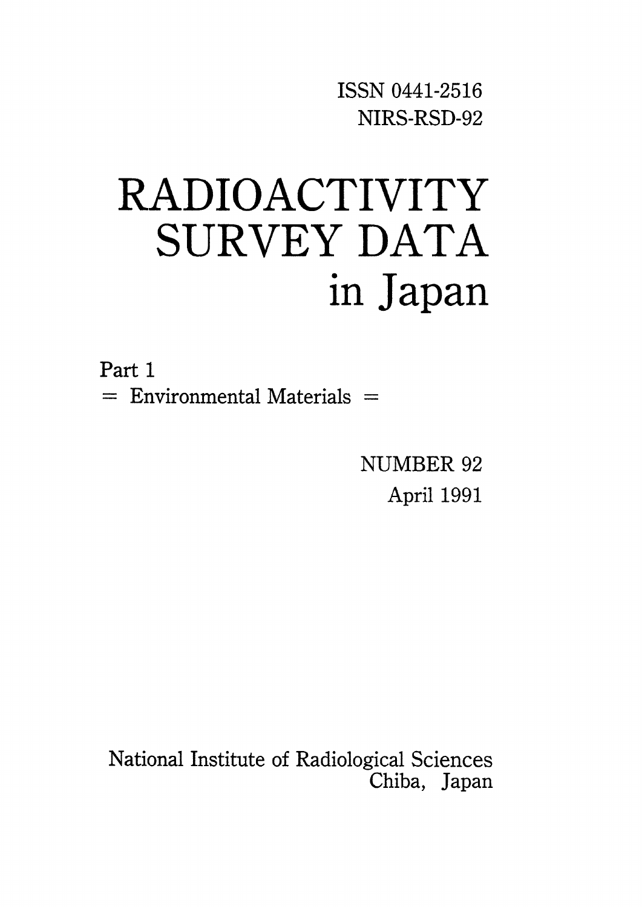ISSN 0441-2516

NIRS-RSD-92

# RADIOACTIVITY SURVEY DATA in Japan

Part 1

= Environmental Materials =

NUMBER 92

April 1991

National Institute of Radiological Sciences

Chiba, Japan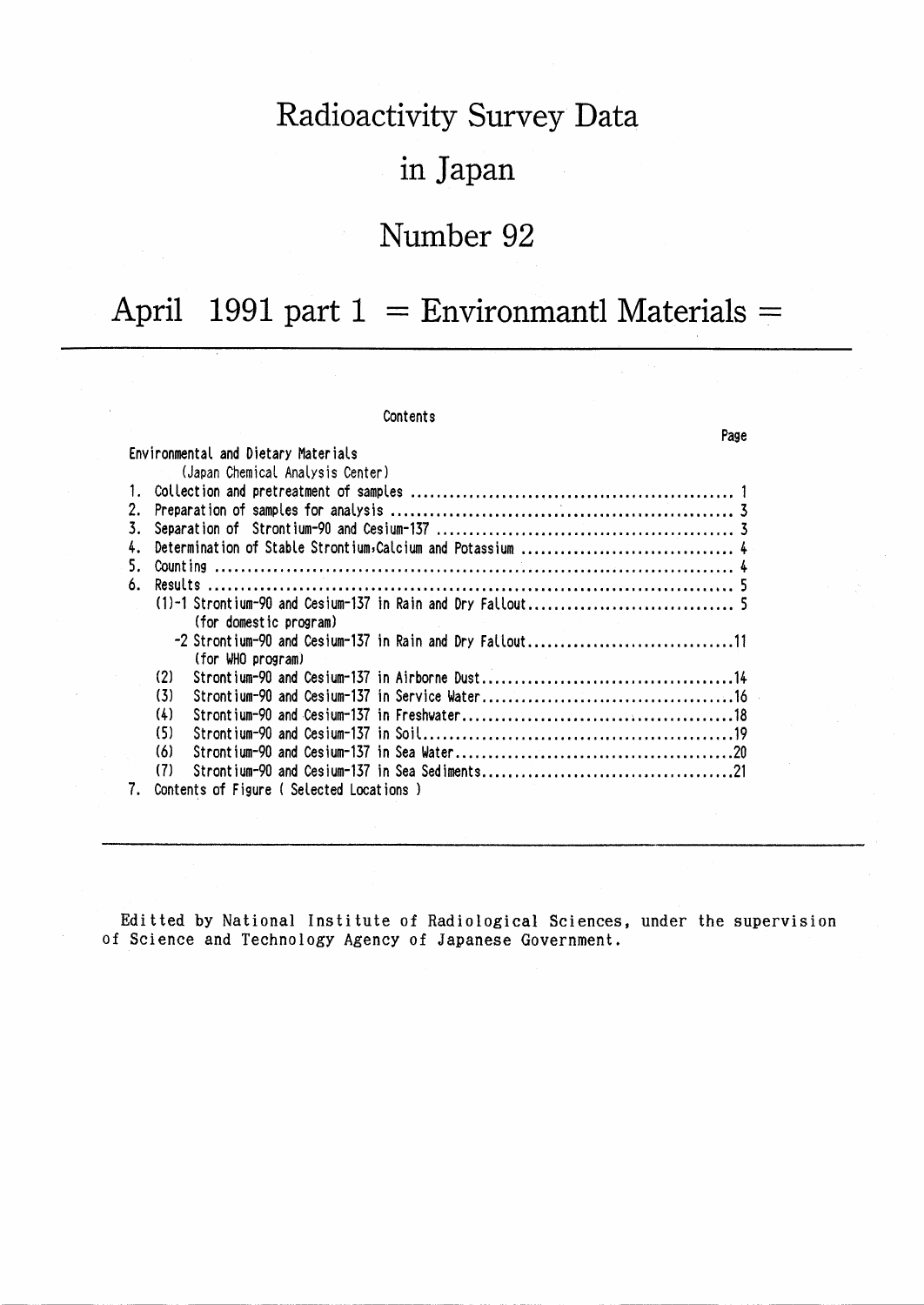# Radioactivity Survey Data in Japan

# Number 92

# April 1991 part 1 = Environmantl Materials =

Contents

| | Page |
|---|---|
| Environmental and Dietary Materials (Japan Chemical Analysis Center) | |
| 1. Collection and pretreatment of samples | 1 |
| 2. Preparation of samples for analysis | 3 |
| 3. Separation of Strontium-90 and Cesium-137 | 3 |
| 4. Determination of Stable Strontium,Calcium and Potassium | 4 |
| 5. Counting | 4 |
| 6. Results | 5 |
| (1)-1 Strontium-90 and Cesium-137 in Rain and Dry Fallout (for domestic program) | 5 |
| -2 Strontium-90 and Cesium-137 in Rain and Dry Fallout (for WHO program) | 11 |
| (2) Strontium-90 and Cesium-137 in Airborne Dust | 14 |
| (3) Strontium-90 and Cesium-137 in Service Water | 16 |
| (4) Strontium-90 and Cesium-137 in Freshwater | 18 |
| (5) Strontium-90 and Cesium-137 in Soil | 19 |
| (6) Strontium-90 and Cesium-137 in Sea Water | 20 |
| (7) Strontium-90 and Cesium-137 in Sea Sediments | 21 |
| 7. Contents of Figure ( Selected Locations ) | |

Editted by National Institute of Radiological Sciences, under the supervision of Science and Technology Agency of Japanese Government.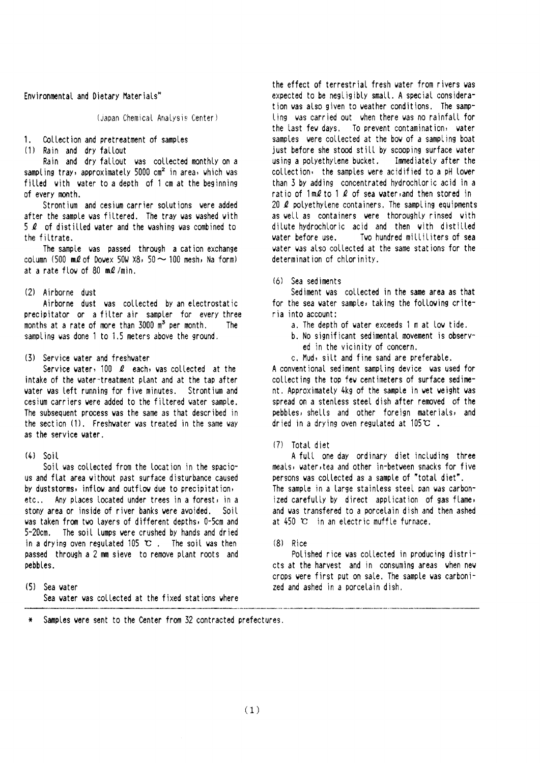Environmental and Dietary Materials*

(Japan Chemical Analysis Center)

## 1. Collection and pretreatment of samples

### (1) Rain and dry fallout

Rain and dry fallout was collected monthly on a sampling tray, approximately 5000 $cm^2$ in area, which was filled with water to a depth of 1 cm at the beginning of every month.

Strontium and cesium carrier solutions were added after the sample was filtered. The tray was washed with 5 ℓ of distilled water and the washing was combined to the filtrate.

The sample was passed through a cation exchange column (500 mℓ of Dowex 50W X8, 50 ~ 100 mesh, Na form) at a rate flow of 80 mℓ/min.

### (2) Airborne dust

Airborne dust was collected by an electrostatic precipitator or a filter air sampler for every three months at a rate of more than 3000 $m^3$ per month. The sampling was done 1 to 1.5 meters above the ground.

### (3) Service water and freshwater

Service water, 100 ℓ each, was collected at the intake of the water-treatment plant and at the tap after water was left running for five minutes. Strontium and cesium carriers were added to the filtered water sample. The subsequent process was the same as that described in the section (1). Freshwater was treated in the same way as the service water.

### (4) Soil

Soil was collected from the location in the spacious and flat area without past surface disturbance caused by duststorms, inflow and outflow due to precipitation, etc.. Any places located under trees in a forest, in a stony area or inside of river banks were avoided. Soil was taken from two layers of different depths, 0-5cm and 5-20cm. The soil lumps were crushed by hands and dried in a drying oven regulated 105 ℃ . The soil was then passed through a 2 mm sieve to remove plant roots and pebbles.

### (5) Sea water

Sea water was collected at the fixed stations where the effect of terrestrial fresh water from rivers was expected to be negligibly small. A special consideration was also given to weather conditions. The sampling was carried out when there was no rainfall for the last few days. To prevent contamination, water samples were collected at the bow of a sampling boat just before she stood still by scooping surface water using a polyethylene bucket. Immediately after the collection, the samples were acidified to a pH lower than 3 by adding concentrated hydrochloric acid in a ratio of 1mℓ to 1 ℓ of sea water, and then stored in 20 ℓ polyethylene containers. The sampling equipments as well as containers were thoroughly rinsed with dilute hydrochloric acid and then with distilled water before use. Two hundred milliliters of sea water was also collected at the same stations for the determination of chlorinity.

### (6) Sea sediments

Sediment was collected in the same area as that for the sea water sample, taking the following criteria into account:

a. The depth of water exceeds 1 m at low tide.
b. No significant sedimental movement is observed in the vicinity of concern.
c. Mud, silt and fine sand are preferable.

A conventional sediment sampling device was used for collecting the top few centimeters of surface sediment. Approximately 4kg of the sample in wet weight was spread on a stenless steel dish after removed of the pebbles, shells and other foreign materials, and dried in a drying oven regulated at 105℃ .

### (7) Total diet

A full one day ordinary diet including three meals, water, tea and other in-between snacks for five persons was collected as a sample of "total diet". The sample in a large stainless steel pan was carbonized carefully by direct application of gas flame, and was transfered to a porcelain dish and then ashed at 450 ℃ in an electric muffle furnace.

### (8) Rice

Polished rice was collected in producing districts at the harvest and in consuming areas when new crops were first put on sale. The sample was carbonized and ashed in a porcelain dish.

---

\* Samples were sent to the Center from 32 contracted prefectures.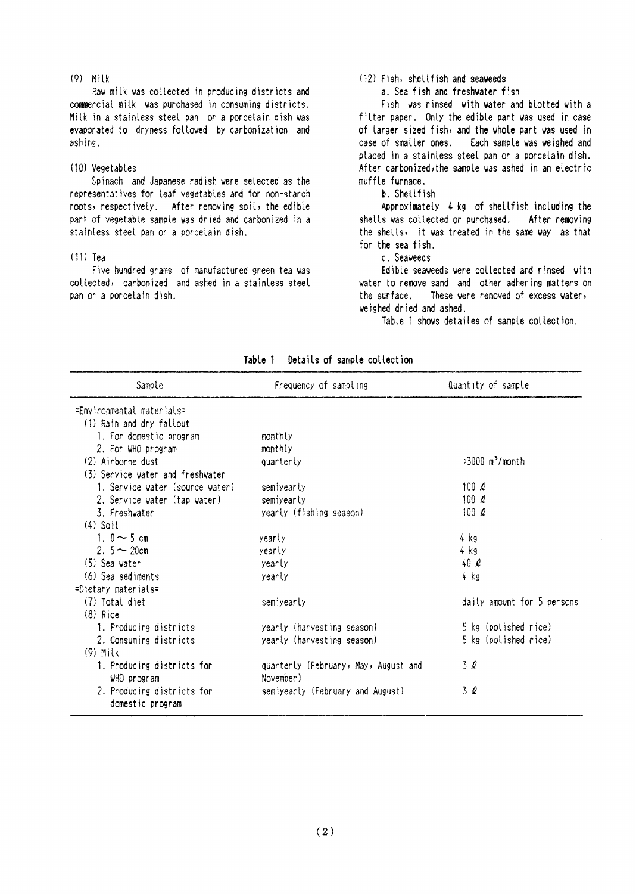(9) Milk

Raw milk was collected in producing districts and commercial milk was purchased in consuming districts. Milk in a stainless steel pan or a porcelain dish was evaporated to dryness followed by carbonization and ashing.

(10) Vegetables

Spinach and Japanese radish were selected as the representatives for leaf vegetables and for non-starch roots, respectively. After removing soil, the edible part of vegetable sample was dried and carbonized in a stainless steel pan or a porcelain dish.

(11) Tea

Five hundred grams of manufactured green tea was collected, carbonized and ashed in a stainless steel pan or a porcelain dish.

(12) Fish, shellfish and seaweeds

a. Sea fish and freshwater fish

Fish was rinsed with water and blotted with a filter paper. Only the edible part was used in case of larger sized fish, and the whole part was used in case of smaller ones. Each sample was weighed and placed in a stainless steel pan or a porcelain dish. After carbonized, the sample was ashed in an electric muffle furnace.

b. Shellfish

Approximately 4 kg of shellfish including the shells was collected or purchased. After removing the shells, it was treated in the same way as that for the sea fish.

c. Seaweeds

Edible seaweeds were collected and rinsed with water to remove sand and other adhering matters on the surface. These were removed of excess water, weighed dried and ashed.

Table 1 shows detailes of sample collection.

Table 1 Details of sample collection

| Sample | Frequency of sampling | Quantity of sample |
|---|---|---|
| =Environmental materials= | | |
| (1) Rain and dry fallout | | |
| 1. For domestic program | monthly | |
| 2. For WHO program | monthly | |
| (2) Airborne dust | quarterly | >3000 $m^3$/month |
| (3) Service water and freshwater | | |
| 1. Service water (source water) | semiyearly | 100 ℓ |
| 2. Service water (tap water) | semiyearly | 100 ℓ |
| 3. Freshwater | yearly (fishing season) | 100 ℓ |
| (4) Soil | | |
| 1. 0 ~ 5 cm | yearly | 4 kg |
| 2. 5 ~ 20cm | yearly | 4 kg |
| (5) Sea water | yearly | 40 ℓ |
| (6) Sea sediments | yearly | 4 kg |
| =Dietary materials= | | |
| (7) Total diet | semiyearly | daily amount for 5 persons |
| (8) Rice | | |
| 1. Producing districts | yearly (harvesting season) | 5 kg (polished rice) |
| 2. Consuming districts | yearly (harvesting season) | 5 kg (polished rice) |
| (9) Milk | | |
| 1. Producing districts for WHO program | quarterly (February, May, August and November) | 3 ℓ |
| 2. Producing districts for domestic program | semiyearly (February and August) | 3 ℓ |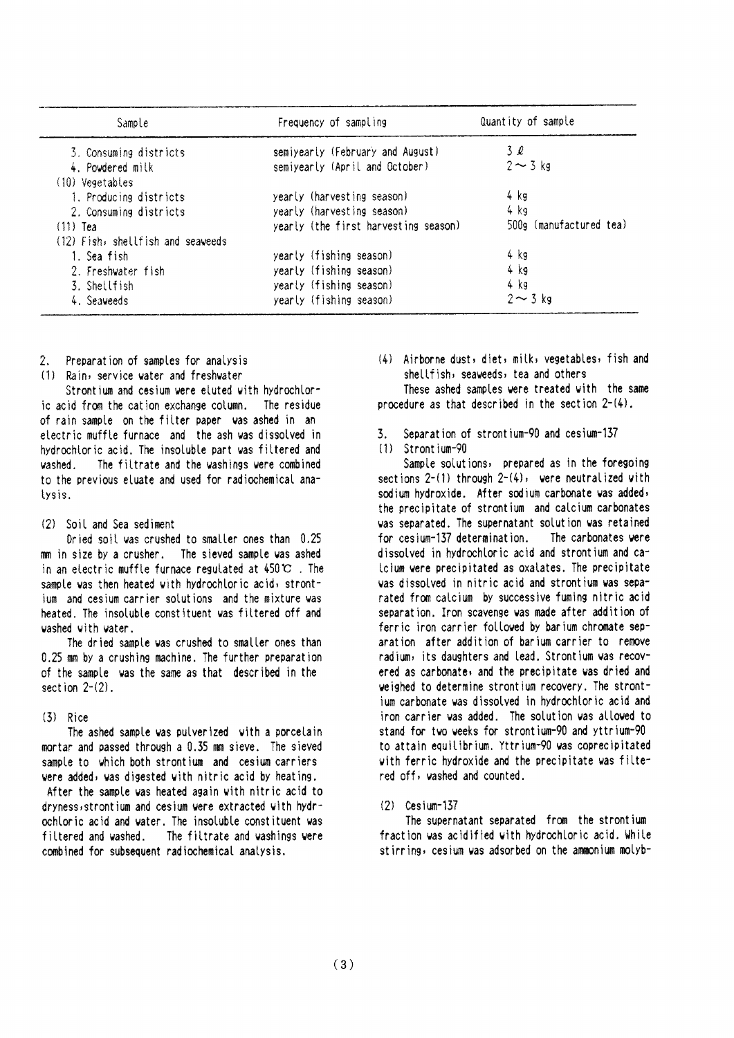| Sample | Frequency of sampling | Quantity of sample |
|---|---|---|
| 3. Consuming districts | semiyearly (February and August) | 3 ℓ |
| 4. Powdered milk | semiyearly (April and October) | 2 ～ 3 kg |
| (10) Vegetables | | |
| 1. Producing districts | yearly (harvesting season) | 4 kg |
| 2. Consuming districts | yearly (harvesting season) | 4 kg |
| (11) Tea | yearly (the first harvesting season) | 500g (manufactured tea) |
| (12) Fish, shellfish and seaweeds | | |
| 1. Sea fish | yearly (fishing season) | 4 kg |
| 2. Freshwater fish | yearly (fishing season) | 4 kg |
| 3. Shellfish | yearly (fishing season) | 4 kg |
| 4. Seaweeds | yearly (fishing season) | 2 ～ 3 kg |

## 2. Preparation of samples for analysis

### (1) Rain, service water and freshwater

Strontium and cesium were eluted with hydrochloric acid from the cation exchange column. The residue of rain sample on the filter paper was ashed in an electric muffle furnace and the ash was dissolved in hydrochloric acid. The insoluble part was filtered and washed. The filtrate and the washings were combined to the previous eluate and used for radiochemical analysis.

### (2) Soil and Sea sediment

Dried soil was crushed to smaller ones than 0.25 mm in size by a crusher. The sieved sample was ashed in an electric muffle furnace regulated at 450℃ . The sample was then heated with hydrochloric acid, strontium and cesium carrier solutions and the mixture was heated. The insoluble constituent was filtered off and washed with water.

The dried sample was crushed to smaller ones than 0.25 mm by a crushing machine. The further preparation of the sample was the same as that described in the section 2-(2).

### (3) Rice

The ashed sample was pulverized with a porcelain mortar and passed through a 0.35 mm sieve. The sieved sample to which both strontium and cesium carriers were added, was digested with nitric acid by heating. After the sample was heated again with nitric acid to dryness, strontium and cesium were extracted with hydrochloric acid and water. The insoluble constituent was filtered and washed. The filtrate and washings were combined for subsequent radiochemical analysis.

### (4) Airborne dust, diet, milk, vegetables, fish and shellfish, seaweeds, tea and others

These ashed samples were treated with the same procedure as that described in the section 2-(4).

## 3. Separation of strontium-90 and cesium-137

### (1) Strontium-90

Sample solutions, prepared as in the foregoing sections 2-(1) through 2-(4), were neutralized with sodium hydroxide. After sodium carbonate was added, the precipitate of strontium and calcium carbonates was separated. The supernatant solution was retained for cesium-137 determination. The carbonates were dissolved in hydrochloric acid and strontium and calcium were precipitated as oxalates. The precipitate was dissolved in nitric acid and strontium was separated from calcium by successive fuming nitric acid separation. Iron scavenge was made after addition of ferric iron carrier followed by barium chromate separation after addition of barium carrier to remove radium, its daughters and lead. Strontium was recovered as carbonate, and the precipitate was dried and weighed to determine strontium recovery. The strontium carbonate was dissolved in hydrochloric acid and iron carrier was added. The solution was allowed to stand for two weeks for strontium-90 and yttrium-90 to attain equilibrium. Yttrium-90 was coprecipitated with ferric hydroxide and the precipitate was filtered off, washed and counted.

### (2) Cesium-137

The supernatant separated from the strontium fraction was acidified with hydrochloric acid. While stirring, cesium was adsorbed on the ammonium molyb-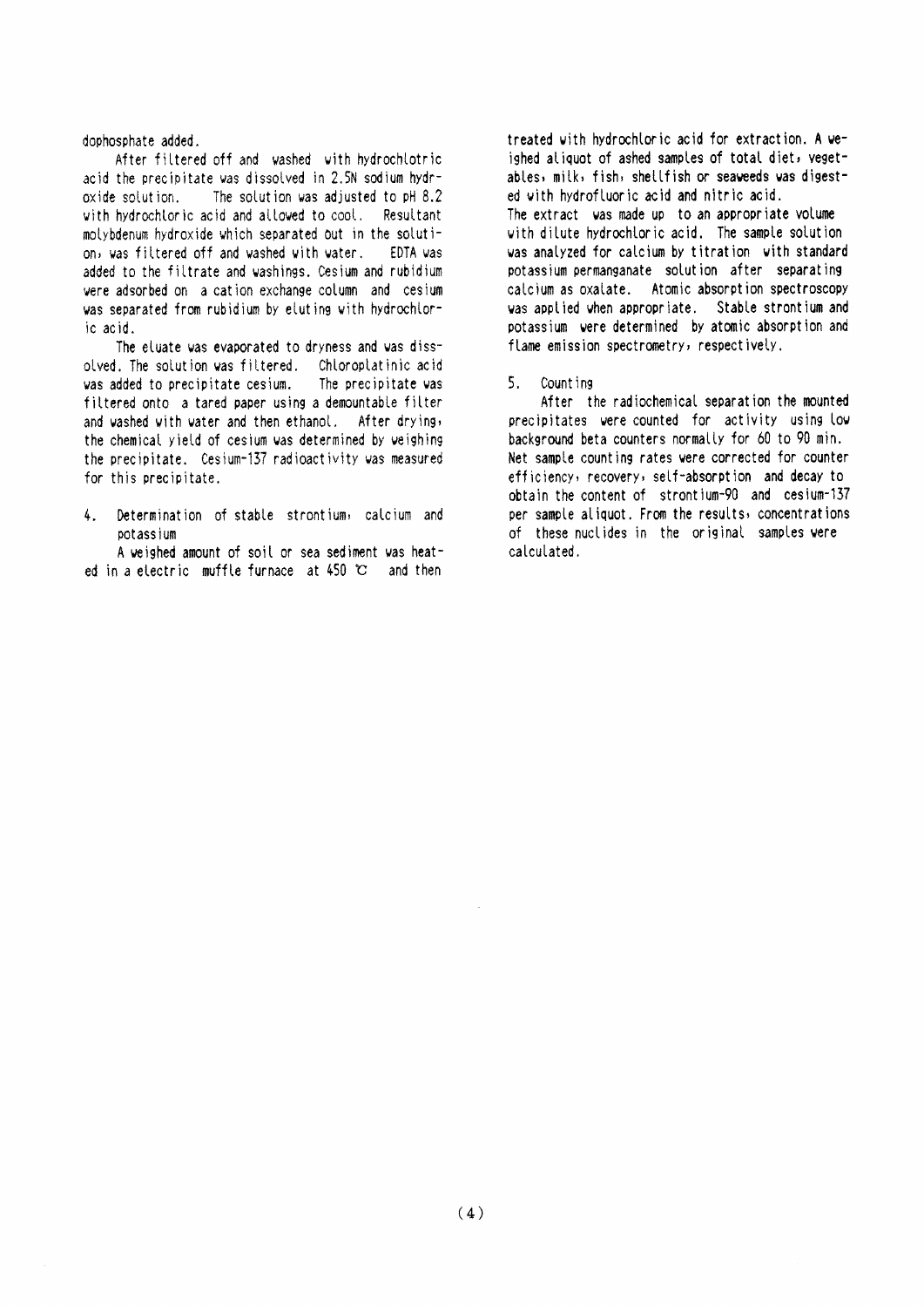dophosphate added.

After filtered off and washed with hydrochlotric acid the precipitate was dissolved in 2.5N sodium hydroxide solution. The solution was adjusted to pH 8.2 with hydrochloric acid and allowed to cool. Resultant molybdenum hydroxide which separated out in the solution, was filtered off and washed with water. EDTA was added to the filtrate and washings. Cesium and rubidium were adsorbed on a cation exchange column and cesium was separated from rubidium by eluting with hydrochloric acid.

The eluate was evaporated to dryness and was dissolved. The solution was filtered. Chloroplatinic acid was added to precipitate cesium. The precipitate was filtered onto a tared paper using a demountable filter and washed with water and then ethanol. After drying, the chemical yield of cesium was determined by weighing the precipitate. Cesium-137 radioactivity was measured for this precipitate.

4. Determination of stable strontium, calcium and potassium

A weighed amount of soil or sea sediment was heated in a electric muffle furnace at 450 ℃ and then treated with hydrochloric acid for extraction. A weighed aliquot of ashed samples of total diet, vegetables, milk, fish, shellfish or seaweeds was digested with hydrofluoric acid and nitric acid. The extract was made up to an appropriate volume with dilute hydrochloric acid. The sample solution was analyzed for calcium by titration with standard potassium permanganate solution after separating calcium as oxalate. Atomic absorption spectroscopy was applied when appropriate. Stable strontium and potassium were determined by atomic absorption and flame emission spectrometry, respectively.

5. Counting

After the radiochemical separation the mounted precipitates were counted for activity using low background beta counters normally for 60 to 90 min. Net sample counting rates were corrected for counter efficiency, recovery, self-absorption and decay to obtain the content of strontium-90 and cesium-137 per sample aliquot. From the results, concentrations of these nuclides in the original samples were calculated.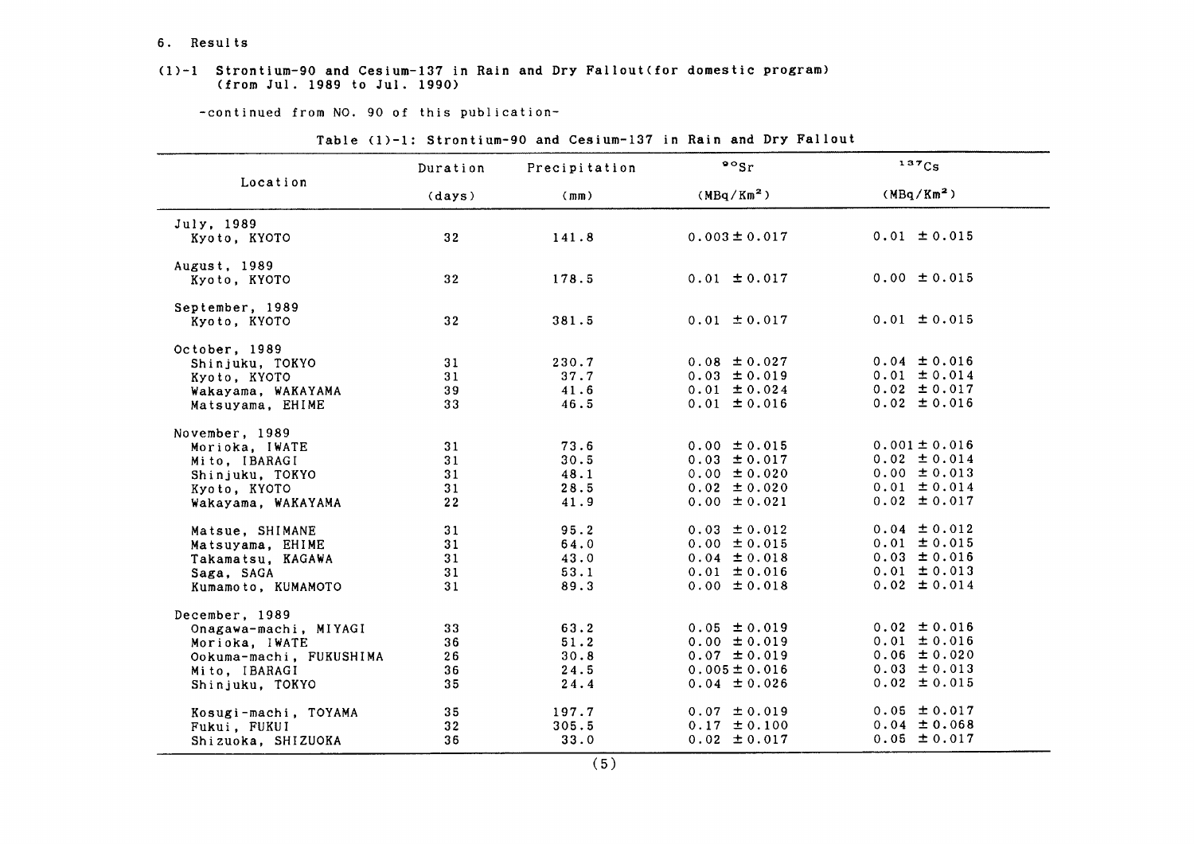6. Results

(1)-1 Strontium-90 and Cesium-137 in Rain and Dry Fallout(for domestic program) (from Jul. 1989 to Jul. 1990)

-continued from NO. 90 of this publication-

Table (1)-1: Strontium-90 and Cesium-137 in Rain and Dry Fallout

| Location | Duration | Precipitation | $^{90}Sr$ | $^{137}Cs$ |
|---|---|---|---|---|
| | (days) | (mm) | ($MBq/Km^2$) | ($MBq/Km^2$) |
| July, 1989 | | | | |
| Kyoto, KYOTO | 32 | 141.8 | 0.003 ± 0.017 | 0.01 ± 0.015 |
| August, 1989 | | | | |
| Kyoto, KYOTO | 32 | 178.5 | 0.01 ± 0.017 | 0.00 ± 0.015 |
| September, 1989 | | | | |
| Kyoto, KYOTO | 32 | 381.5 | 0.01 ± 0.017 | 0.01 ± 0.015 |
| October, 1989 | | | | |
| Shinjuku, TOKYO | 31 | 230.7 | 0.08 ± 0.027 | 0.04 ± 0.016 |
| Kyoto, KYOTO | 31 | 37.7 | 0.03 ± 0.019 | 0.01 ± 0.014 |
| Wakayama, WAKAYAMA | 39 | 41.6 | 0.01 ± 0.024 | 0.02 ± 0.017 |
| Matsuyama, EHIME | 33 | 46.5 | 0.01 ± 0.016 | 0.02 ± 0.016 |
| November, 1989 | | | | |
| Morioka, IWATE | 31 | 73.6 | 0.00 ± 0.015 | 0.001 ± 0.016 |
| Mito, IBARAGI | 31 | 30.5 | 0.03 ± 0.017 | 0.02 ± 0.014 |
| Shinjuku, TOKYO | 31 | 48.1 | 0.00 ± 0.020 | 0.00 ± 0.013 |
| Kyoto, KYOTO | 31 | 28.5 | 0.02 ± 0.020 | 0.01 ± 0.014 |
| Wakayama, WAKAYAMA | 22 | 41.9 | 0.00 ± 0.021 | 0.02 ± 0.017 |
| Matsue, SHIMANE | 31 | 95.2 | 0.03 ± 0.012 | 0.04 ± 0.012 |
| Matsuyama, EHIME | 31 | 64.0 | 0.00 ± 0.015 | 0.01 ± 0.015 |
| Takamatsu, KAGAWA | 31 | 43.0 | 0.04 ± 0.018 | 0.03 ± 0.016 |
| Saga, SAGA | 31 | 53.1 | 0.01 ± 0.016 | 0.01 ± 0.013 |
| Kumamoto, KUMAMOTO | 31 | 89.3 | 0.00 ± 0.018 | 0.02 ± 0.014 |
| December, 1989 | | | | |
| Onagawa-machi, MIYAGI | 33 | 63.2 | 0.05 ± 0.019 | 0.02 ± 0.016 |
| Morioka, IWATE | 36 | 51.2 | 0.00 ± 0.019 | 0.01 ± 0.016 |
| Ookuma-machi, FUKUSHIMA | 26 | 30.8 | 0.07 ± 0.019 | 0.06 ± 0.020 |
| Mito, IBARAGI | 36 | 24.5 | 0.005 ± 0.016 | 0.03 ± 0.013 |
| Shinjuku, TOKYO | 35 | 24.4 | 0.04 ± 0.026 | 0.02 ± 0.015 |
| Kosugi-machi, TOYAMA | 35 | 197.7 | 0.07 ± 0.019 | 0.05 ± 0.017 |
| Fukui, FUKUI | 32 | 305.5 | 0.17 ± 0.100 | 0.04 ± 0.068 |
| Shizuoka, SHIZUOKA | 36 | 33.0 | 0.02 ± 0.017 | 0.05 ± 0.017 |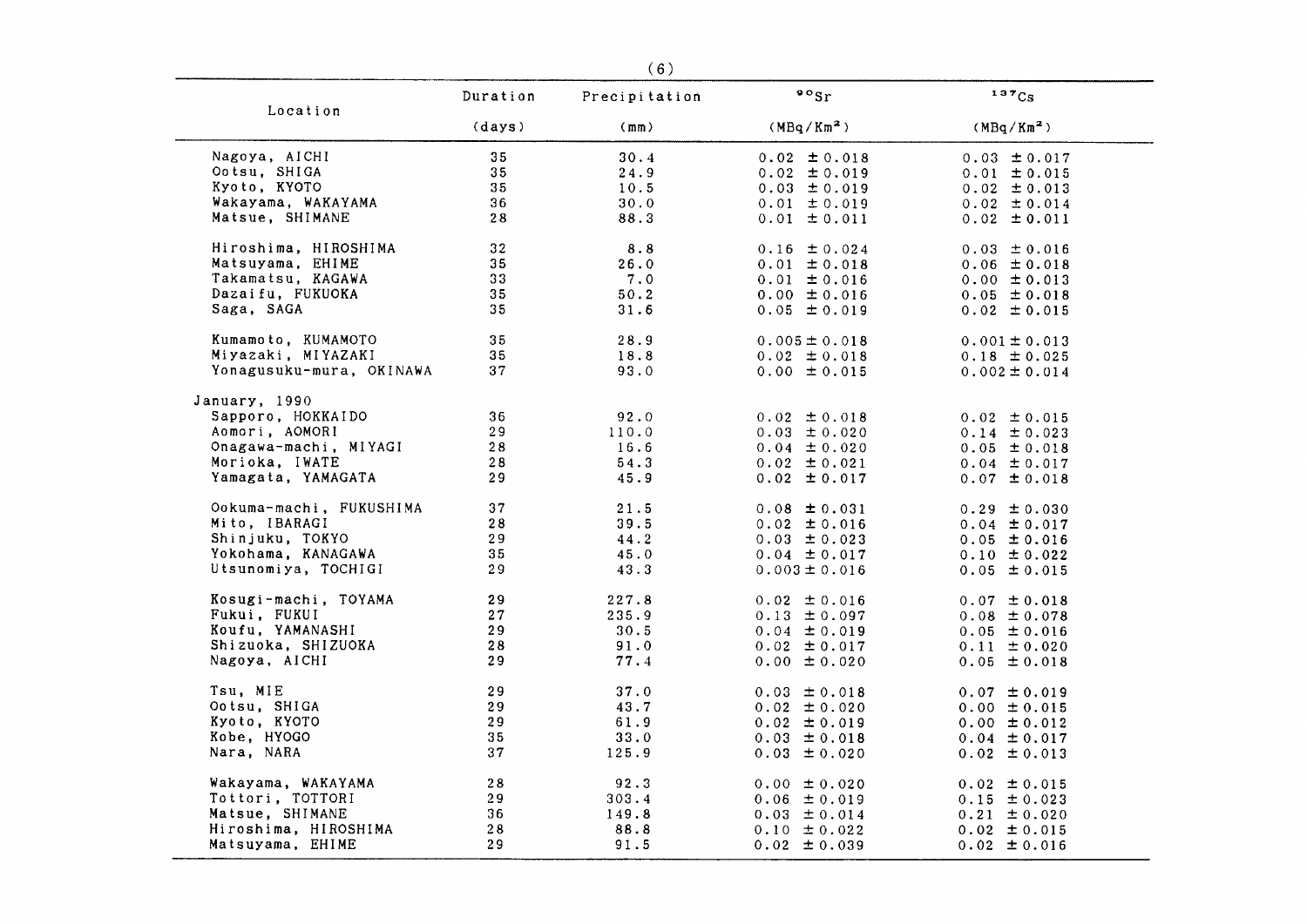| Location | Duration (days) | Precipitation (mm) | $^{90}Sr$ ($MBq/Km^2$) | $^{137}Cs$ ($MBq/Km^2$) |
|---|---|---|---|---|
| Nagoya, AICHI | 35 | 30.4 | 0.02 ± 0.018 | 0.03 ± 0.017 |
| Ootsu, SHIGA | 35 | 24.9 | 0.02 ± 0.019 | 0.01 ± 0.015 |
| Kyoto, KYOTO | 35 | 10.5 | 0.03 ± 0.019 | 0.02 ± 0.013 |
| Wakayama, WAKAYAMA | 36 | 30.0 | 0.01 ± 0.019 | 0.02 ± 0.014 |
| Matsue, SHIMANE | 28 | 88.3 | 0.01 ± 0.011 | 0.02 ± 0.011 |
| Hiroshima, HIROSHIMA | 32 | 8.8 | 0.16 ± 0.024 | 0.03 ± 0.016 |
| Matsuyama, EHIME | 35 | 26.0 | 0.01 ± 0.018 | 0.06 ± 0.018 |
| Takamatsu, KAGAWA | 33 | 7.0 | 0.01 ± 0.016 | 0.00 ± 0.013 |
| Dazaifu, FUKUOKA | 35 | 50.2 | 0.00 ± 0.016 | 0.05 ± 0.018 |
| Saga, SAGA | 35 | 31.6 | 0.05 ± 0.019 | 0.02 ± 0.015 |
| Kumamoto, KUMAMOTO | 35 | 28.9 | 0.005 ± 0.018 | 0.001 ± 0.013 |
| Miyazaki, MIYAZAKI | 35 | 18.8 | 0.02 ± 0.018 | 0.18 ± 0.025 |
| Yonagusuku-mura, OKINAWA | 37 | 93.0 | 0.00 ± 0.015 | 0.002 ± 0.014 |
| January, 1990 | | | | |
| Sapporo, HOKKAIDO | 36 | 92.0 | 0.02 ± 0.018 | 0.02 ± 0.015 |
| Aomori, AOMORI | 29 | 110.0 | 0.03 ± 0.020 | 0.14 ± 0.023 |
| Onagawa-machi, MIYAGI | 28 | 16.6 | 0.04 ± 0.020 | 0.05 ± 0.018 |
| Morioka, IWATE | 28 | 54.3 | 0.02 ± 0.021 | 0.04 ± 0.017 |
| Yamagata, YAMAGATA | 29 | 45.9 | 0.02 ± 0.017 | 0.07 ± 0.018 |
| Ookuma-machi, FUKUSHIMA | 37 | 21.5 | 0.08 ± 0.031 | 0.29 ± 0.030 |
| Mito, IBARAGI | 28 | 39.5 | 0.02 ± 0.016 | 0.04 ± 0.017 |
| Shinjuku, TOKYO | 29 | 44.2 | 0.03 ± 0.023 | 0.05 ± 0.016 |
| Yokohama, KANAGAWA | 35 | 45.0 | 0.04 ± 0.017 | 0.10 ± 0.022 |
| Utsunomiya, TOCHIGI | 29 | 43.3 | 0.003 ± 0.016 | 0.05 ± 0.015 |
| Kosugi-machi, TOYAMA | 29 | 227.8 | 0.02 ± 0.016 | 0.07 ± 0.018 |
| Fukui, FUKUI | 27 | 235.9 | 0.13 ± 0.097 | 0.08 ± 0.078 |
| Koufu, YAMANASHI | 29 | 30.5 | 0.04 ± 0.019 | 0.05 ± 0.016 |
| Shizuoka, SHIZUOKA | 28 | 91.0 | 0.02 ± 0.017 | 0.11 ± 0.020 |
| Nagoya, AICHI | 29 | 77.4 | 0.00 ± 0.020 | 0.05 ± 0.018 |
| Tsu, MIE | 29 | 37.0 | 0.03 ± 0.018 | 0.07 ± 0.019 |
| Ootsu, SHIGA | 29 | 43.7 | 0.02 ± 0.020 | 0.00 ± 0.015 |
| Kyoto, KYOTO | 29 | 61.9 | 0.02 ± 0.019 | 0.00 ± 0.012 |
| Kobe, HYOGO | 35 | 33.0 | 0.03 ± 0.018 | 0.04 ± 0.017 |
| Nara, NARA | 37 | 125.9 | 0.03 ± 0.020 | 0.02 ± 0.013 |
| Wakayama, WAKAYAMA | 28 | 92.3 | 0.00 ± 0.020 | 0.02 ± 0.015 |
| Tottori, TOTTORI | 29 | 303.4 | 0.06 ± 0.019 | 0.15 ± 0.023 |
| Matsue, SHIMANE | 36 | 149.8 | 0.03 ± 0.014 | 0.21 ± 0.020 |
| Hiroshima, HIROSHIMA | 28 | 88.8 | 0.10 ± 0.022 | 0.02 ± 0.015 |
| Matsuyama, EHIME | 29 | 91.5 | 0.02 ± 0.039 | 0.02 ± 0.016 |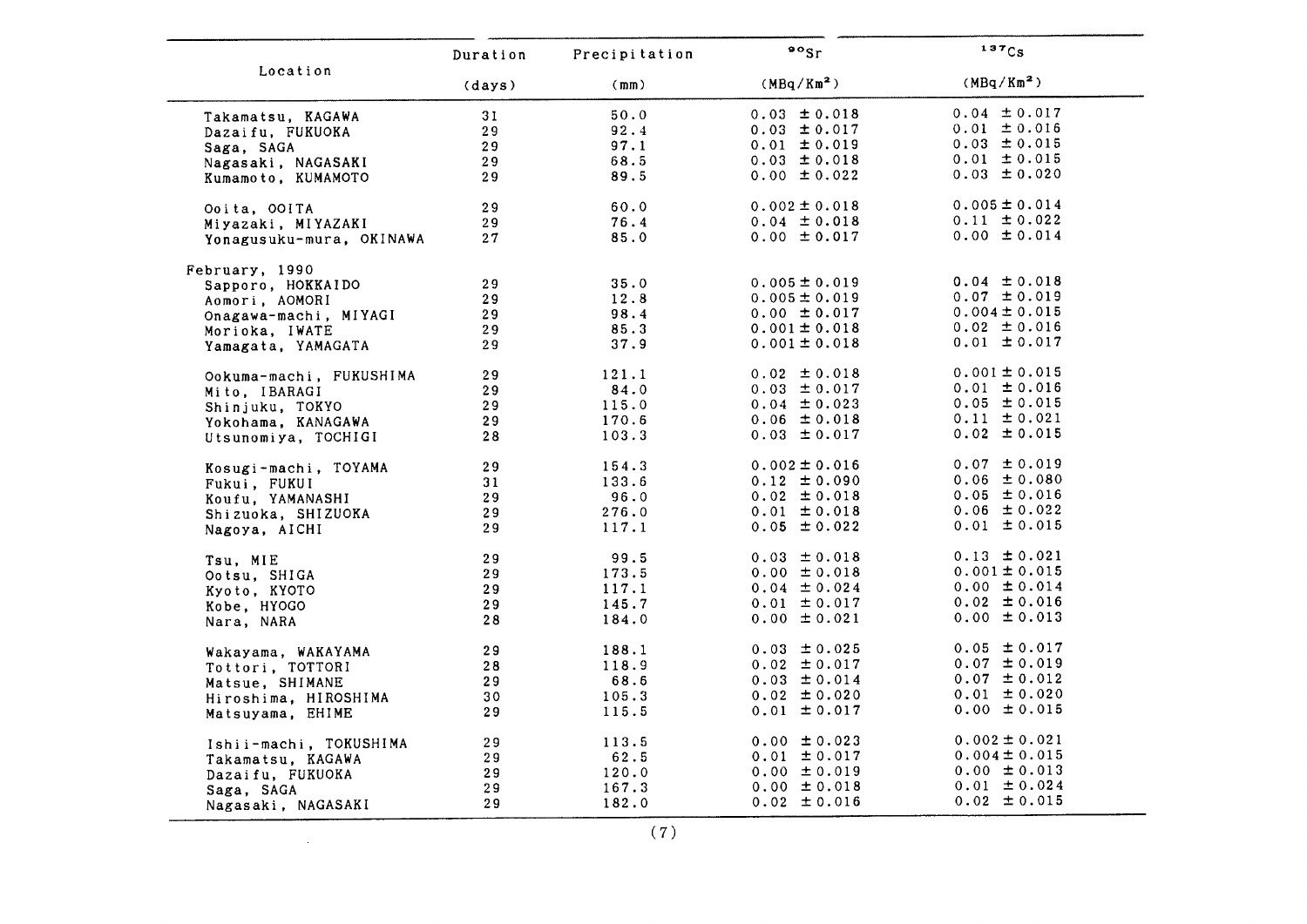| Location | Duration (days) | Precipitation (mm) | $^{90}Sr$ ($MBq/Km^2$) | $^{137}Cs$ ($MBq/Km^2$) |
|---|---|---|---|---|
| Takamatsu, KAGAWA | 31 | 50.0 | 0.03 ± 0.018 | 0.04 ± 0.017 |
| Dazaifu, FUKUOKA | 29 | 92.4 | 0.03 ± 0.017 | 0.01 ± 0.016 |
| Saga, SAGA | 29 | 97.1 | 0.01 ± 0.019 | 0.03 ± 0.015 |
| Nagasaki, NAGASAKI | 29 | 68.5 | 0.03 ± 0.018 | 0.01 ± 0.015 |
| Kumamoto, KUMAMOTO | 29 | 89.5 | 0.00 ± 0.022 | 0.03 ± 0.020 |
| Ooita, OOITA | 29 | 60.0 | 0.002 ± 0.018 | 0.005 ± 0.014 |
| Miyazaki, MIYAZAKI | 29 | 76.4 | 0.04 ± 0.018 | 0.11 ± 0.022 |
| Yonagusuku-mura, OKINAWA | 27 | 85.0 | 0.00 ± 0.017 | 0.00 ± 0.014 |
| February, 1990 | | | | |
| Sapporo, HOKKAIDO | 29 | 35.0 | 0.005 ± 0.019 | 0.04 ± 0.018 |
| Aomori, AOMORI | 29 | 12.8 | 0.005 ± 0.019 | 0.07 ± 0.019 |
| Onagawa-machi, MIYAGI | 29 | 98.4 | 0.00 ± 0.017 | 0.004 ± 0.015 |
| Morioka, IWATE | 29 | 85.3 | 0.001 ± 0.018 | 0.02 ± 0.016 |
| Yamagata, YAMAGATA | 29 | 37.9 | 0.001 ± 0.018 | 0.01 ± 0.017 |
| Ookuma-machi, FUKUSHIMA | 29 | 121.1 | 0.02 ± 0.018 | 0.001 ± 0.015 |
| Mito, IBARAGI | 29 | 84.0 | 0.03 ± 0.017 | 0.01 ± 0.016 |
| Shinjuku, TOKYO | 29 | 115.0 | 0.04 ± 0.023 | 0.05 ± 0.015 |
| Yokohama, KANAGAWA | 29 | 170.6 | 0.06 ± 0.018 | 0.11 ± 0.021 |
| Utsunomiya, TOCHIGI | 28 | 103.3 | 0.03 ± 0.017 | 0.02 ± 0.015 |
| Kosugi-machi, TOYAMA | 29 | 154.3 | 0.002 ± 0.016 | 0.07 ± 0.019 |
| Fukui, FUKUI | 31 | 133.6 | 0.12 ± 0.090 | 0.06 ± 0.080 |
| Koufu, YAMANASHI | 29 | 96.0 | 0.02 ± 0.018 | 0.05 ± 0.016 |
| Shizuoka, SHIZUOKA | 29 | 276.0 | 0.01 ± 0.018 | 0.06 ± 0.022 |
| Nagoya, AICHI | 29 | 117.1 | 0.05 ± 0.022 | 0.01 ± 0.015 |
| Tsu, MIE | 29 | 99.5 | 0.03 ± 0.018 | 0.13 ± 0.021 |
| Ootsu, SHIGA | 29 | 173.5 | 0.00 ± 0.018 | 0.001 ± 0.015 |
| Kyoto, KYOTO | 29 | 117.1 | 0.04 ± 0.024 | 0.00 ± 0.014 |
| Kobe, HYOGO | 29 | 145.7 | 0.01 ± 0.017 | 0.02 ± 0.016 |
| Nara, NARA | 28 | 184.0 | 0.00 ± 0.021 | 0.00 ± 0.013 |
| Wakayama, WAKAYAMA | 29 | 188.1 | 0.03 ± 0.025 | 0.05 ± 0.017 |
| Tottori, TOTTORI | 28 | 118.9 | 0.02 ± 0.017 | 0.07 ± 0.019 |
| Matsue, SHIMANE | 29 | 68.6 | 0.03 ± 0.014 | 0.07 ± 0.012 |
| Hiroshima, HIROSHIMA | 30 | 105.3 | 0.02 ± 0.020 | 0.01 ± 0.020 |
| Matsuyama, EHIME | 29 | 115.5 | 0.01 ± 0.017 | 0.00 ± 0.015 |
| Ishii-machi, TOKUSHIMA | 29 | 113.5 | 0.00 ± 0.023 | 0.002 ± 0.021 |
| Takamatsu, KAGAWA | 29 | 62.5 | 0.01 ± 0.017 | 0.004 ± 0.015 |
| Dazaifu, FUKUOKA | 29 | 120.0 | 0.00 ± 0.019 | 0.00 ± 0.013 |
| Saga, SAGA | 29 | 167.3 | 0.00 ± 0.018 | 0.01 ± 0.024 |
| Nagasaki, NAGASAKI | 29 | 182.0 | 0.02 ± 0.016 | 0.02 ± 0.015 |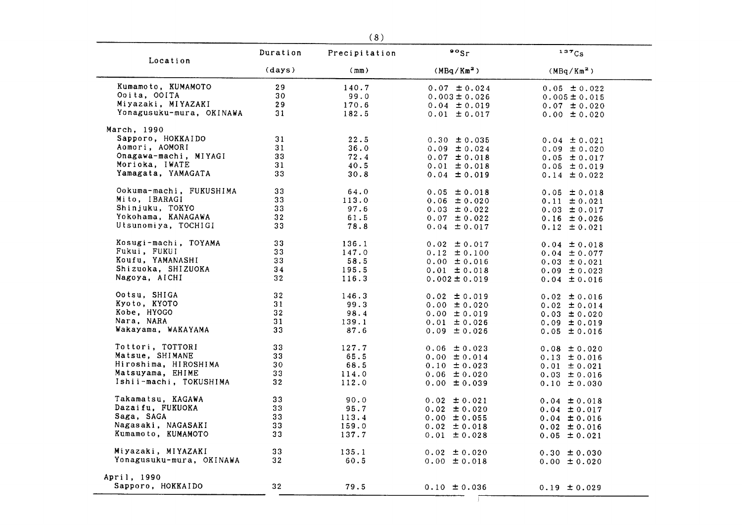| Location | Duration (days) | Precipitation (mm) | $^{90}Sr$ ($MBq/Km^2$) | $^{137}Cs$ ($MBq/Km^2$) |
|---|---|---|---|---|
| Kumamoto, KUMAMOTO | 29 | 140.7 | 0.07 ± 0.024 | 0.05 ± 0.022 |
| Ooita, OOITA | 30 | 99.0 | 0.003 ± 0.026 | 0.005 ± 0.015 |
| Miyazaki, MIYAZAKI | 29 | 170.6 | 0.04 ± 0.019 | 0.07 ± 0.020 |
| Yonagusuku-mura, OKINAWA | 31 | 182.5 | 0.01 ± 0.017 | 0.00 ± 0.020 |
| March, 1990 | | | | |
| Sapporo, HOKKAIDO | 31 | 22.5 | 0.30 ± 0.035 | 0.04 ± 0.021 |
| Aomori, AOMORI | 31 | 36.0 | 0.09 ± 0.024 | 0.09 ± 0.020 |
| Onagawa-machi, MIYAGI | 33 | 72.4 | 0.07 ± 0.018 | 0.05 ± 0.017 |
| Morioka, IWATE | 31 | 40.5 | 0.01 ± 0.018 | 0.05 ± 0.019 |
| Yamagata, YAMAGATA | 33 | 30.8 | 0.04 ± 0.019 | 0.14 ± 0.022 |
| Ookuma-machi, FUKUSHIMA | 33 | 64.0 | 0.05 ± 0.018 | 0.05 ± 0.018 |
| Mito, IBARAGI | 33 | 113.0 | 0.06 ± 0.020 | 0.11 ± 0.021 |
| Shinjuku, TOKYO | 33 | 97.6 | 0.03 ± 0.022 | 0.03 ± 0.017 |
| Yokohama, KANAGAWA | 32 | 61.5 | 0.07 ± 0.022 | 0.16 ± 0.026 |
| Utsunomiya, TOCHIGI | 33 | 78.8 | 0.04 ± 0.017 | 0.12 ± 0.021 |
| Kosugi-machi, TOYAMA | 33 | 136.1 | 0.02 ± 0.017 | 0.04 ± 0.018 |
| Fukui, FUKUI | 33 | 147.0 | 0.12 ± 0.100 | 0.04 ± 0.077 |
| Koufu, YAMANASHI | 33 | 58.5 | 0.00 ± 0.016 | 0.03 ± 0.021 |
| Shizuoka, SHIZUOKA | 34 | 195.5 | 0.01 ± 0.018 | 0.09 ± 0.023 |
| Nagoya, AICHI | 32 | 116.3 | 0.002 ± 0.019 | 0.04 ± 0.016 |
| Ootsu, SHIGA | 32 | 146.3 | 0.02 ± 0.019 | 0.02 ± 0.016 |
| Kyoto, KYOTO | 31 | 99.3 | 0.00 ± 0.020 | 0.02 ± 0.014 |
| Kobe, HYOGO | 32 | 98.4 | 0.00 ± 0.019 | 0.03 ± 0.020 |
| Nara, NARA | 31 | 139.1 | 0.01 ± 0.026 | 0.09 ± 0.019 |
| Wakayama, WAKAYAMA | 33 | 87.6 | 0.09 ± 0.026 | 0.05 ± 0.016 |
| Tottori, TOTTORI | 33 | 127.7 | 0.06 ± 0.023 | 0.08 ± 0.020 |
| Matsue, SHIMANE | 33 | 65.5 | 0.00 ± 0.014 | 0.13 ± 0.016 |
| Hiroshima, HIROSHIMA | 30 | 68.5 | 0.10 ± 0.023 | 0.01 ± 0.021 |
| Matsuyama, EHIME | 33 | 114.0 | 0.06 ± 0.020 | 0.03 ± 0.016 |
| Ishii-machi, TOKUSHIMA | 32 | 112.0 | 0.00 ± 0.039 | 0.10 ± 0.030 |
| Takamatsu, KAGAWA | 33 | 90.0 | 0.02 ± 0.021 | 0.04 ± 0.018 |
| Dazaifu, FUKUOKA | 33 | 95.7 | 0.02 ± 0.020 | 0.04 ± 0.017 |
| Saga, SAGA | 33 | 113.4 | 0.00 ± 0.055 | 0.04 ± 0.016 |
| Nagasaki, NAGASAKI | 33 | 159.0 | 0.02 ± 0.018 | 0.02 ± 0.016 |
| Kumamoto, KUMAMOTO | 33 | 137.7 | 0.01 ± 0.028 | 0.05 ± 0.021 |
| Miyazaki, MIYAZAKI | 33 | 135.1 | 0.02 ± 0.020 | 0.30 ± 0.030 |
| Yonagusuku-mura, OKINAWA | 32 | 60.5 | 0.00 ± 0.018 | 0.00 ± 0.020 |
| April, 1990 | | | | |
| Sapporo, HOKKAIDO | 32 | 79.5 | 0.10 ± 0.036 | 0.19 ± 0.029 |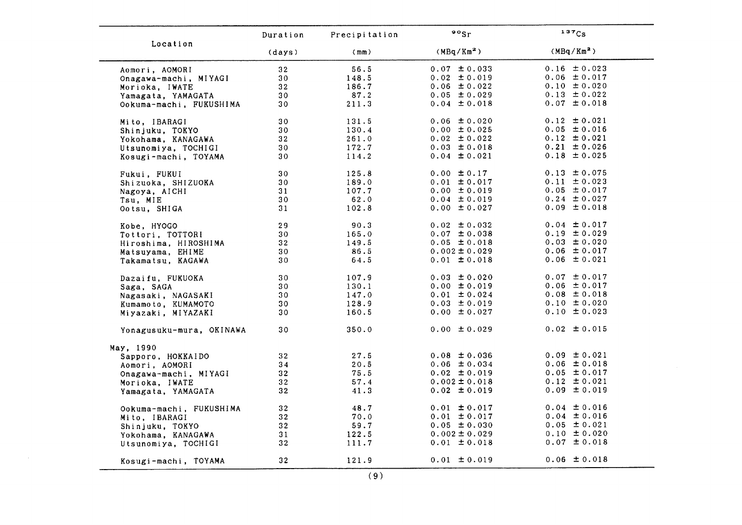| Location | Duration (days) | Precipitation (mm) | $^{90}Sr$ (MBq/Km²) | $^{137}Cs$ (MBq/Km²) |
|---|---|---|---|---|
| Aomori, AOMORI | 32 | 56.5 | 0.07 ±0.033 | 0.16 ±0.023 |
| Onagawa-machi, MIYAGI | 30 | 148.5 | 0.02 ±0.019 | 0.06 ±0.017 |
| Morioka, IWATE | 32 | 186.7 | 0.06 ±0.022 | 0.10 ±0.020 |
| Yamagata, YAMAGATA | 30 | 87.2 | 0.05 ±0.029 | 0.13 ±0.022 |
| Ookuma-machi, FUKUSHIMA | 30 | 211.3 | 0.04 ±0.018 | 0.07 ±0.018 |
| Mito, IBARAGI | 30 | 131.5 | 0.06 ±0.020 | 0.12 ±0.021 |
| Shinjuku, TOKYO | 30 | 130.4 | 0.00 ±0.025 | 0.05 ±0.016 |
| Yokohama, KANAGAWA | 32 | 261.0 | 0.02 ±0.022 | 0.12 ±0.021 |
| Utsunomiya, TOCHIGI | 30 | 172.7 | 0.03 ±0.018 | 0.21 ±0.026 |
| Kosugi-machi, TOYAMA | 30 | 114.2 | 0.04 ±0.021 | 0.18 ±0.025 |
| Fukui, FUKUI | 30 | 125.8 | 0.00 ±0.17 | 0.13 ±0.075 |
| Shizuoka, SHIZUOKA | 30 | 189.0 | 0.01 ±0.017 | 0.11 ±0.023 |
| Nagoya, AICHI | 31 | 107.7 | 0.00 ±0.019 | 0.05 ±0.017 |
| Tsu, MIE | 30 | 62.0 | 0.04 ±0.019 | 0.24 ±0.027 |
| Ootsu, SHIGA | 31 | 102.8 | 0.00 ±0.027 | 0.09 ±0.018 |
| Kobe, HYOGO | 29 | 90.3 | 0.02 ±0.032 | 0.04 ±0.017 |
| Tottori, TOTTORI | 30 | 165.0 | 0.07 ±0.038 | 0.19 ±0.029 |
| Hiroshima, HIROSHIMA | 32 | 149.5 | 0.05 ±0.018 | 0.03 ±0.020 |
| Matsuyama, EHIME | 30 | 86.5 | 0.002±0.029 | 0.06 ±0.017 |
| Takamatsu, KAGAWA | 30 | 64.5 | 0.01 ±0.018 | 0.06 ±0.021 |
| Dazaifu, FUKUOKA | 30 | 107.9 | 0.03 ±0.020 | 0.07 ±0.017 |
| Saga, SAGA | 30 | 130.1 | 0.00 ±0.019 | 0.06 ±0.017 |
| Nagasaki, NAGASAKI | 30 | 147.0 | 0.01 ±0.024 | 0.08 ±0.018 |
| Kumamoto, KUMAMOTO | 30 | 128.9 | 0.03 ±0.019 | 0.10 ±0.020 |
| Miyazaki, MIYAZAKI | 30 | 160.5 | 0.00 ±0.027 | 0.10 ±0.023 |
| Yonagusuku-mura, OKINAWA | 30 | 350.0 | 0.00 ±0.029 | 0.02 ±0.015 |
| May, 1990 | | | | |
| Sapporo, HOKKAIDO | 32 | 27.5 | 0.08 ±0.036 | 0.09 ±0.021 |
| Aomori, AOMORI | 34 | 20.5 | 0.06 ±0.034 | 0.06 ±0.018 |
| Onagawa-machi, MIYAGI | 32 | 75.5 | 0.02 ±0.019 | 0.05 ±0.017 |
| Morioka, IWATE | 32 | 57.4 | 0.002±0.018 | 0.12 ±0.021 |
| Yamagata, YAMAGATA | 32 | 41.3 | 0.02 ±0.019 | 0.09 ±0.019 |
| Ookuma-machi, FUKUSHIMA | 32 | 48.7 | 0.01 ±0.017 | 0.04 ±0.016 |
| Mito, IBARAGI | 32 | 70.0 | 0.01 ±0.017 | 0.04 ±0.016 |
| Shinjuku, TOKYO | 32 | 59.7 | 0.05 ±0.030 | 0.05 ±0.021 |
| Yokohama, KANAGAWA | 31 | 122.5 | 0.002±0.029 | 0.10 ±0.020 |
| Utsunomiya, TOCHIGI | 32 | 111.7 | 0.01 ±0.018 | 0.07 ±0.018 |
| Kosugi-machi, TOYAMA | 32 | 121.9 | 0.01 ±0.019 | 0.06 ±0.018 |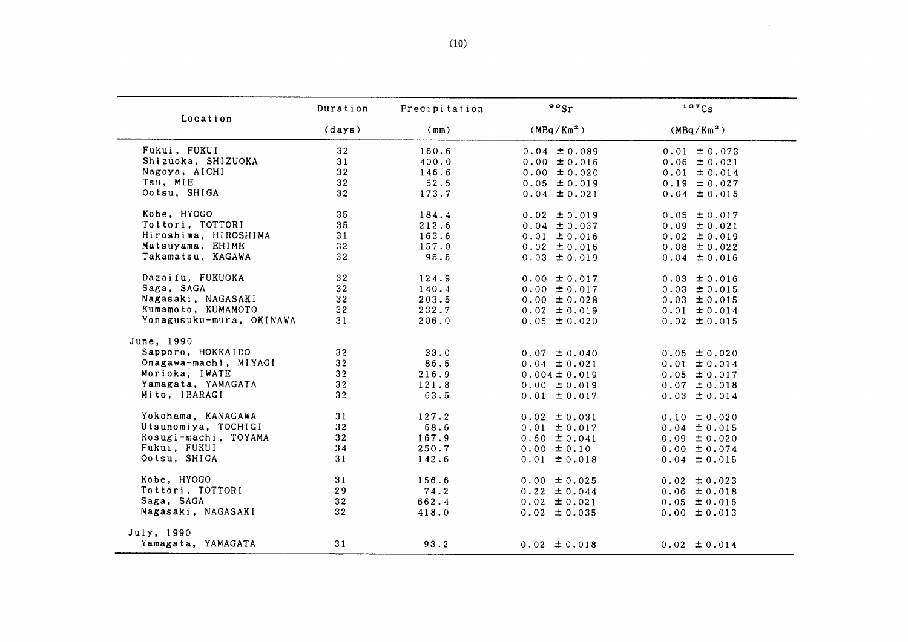| Location | Duration (days) | Precipitation (mm) | $^{90}Sr$ (MBq/Km²) | $^{137}Cs$ (MBq/Km²) |
|---|---|---|---|---|
| Fukui, FUKUI | 32 | 160.6 | 0.04 ±0.089 | 0.01 ±0.073 |
| Shizuoka, SHIZUOKA | 31 | 400.0 | 0.00 ±0.016 | 0.06 ±0.021 |
| Nagoya, AICHI | 32 | 146.6 | 0.00 ±0.020 | 0.01 ±0.014 |
| Tsu, MIE | 32 | 52.5 | 0.05 ±0.019 | 0.19 ±0.027 |
| Ootsu, SHIGA | 32 | 173.7 | 0.04 ±0.021 | 0.04 ±0.015 |
| Kobe, HYOGO | 35 | 184.4 | 0.02 ±0.019 | 0.05 ±0.017 |
| Tottori, TOTTORI | 35 | 212.6 | 0.04 ±0.037 | 0.09 ±0.021 |
| Hiroshima, HIROSHIMA | 31 | 163.6 | 0.01 ±0.016 | 0.02 ±0.019 |
| Matsuyama, EHIME | 32 | 157.0 | 0.02 ±0.016 | 0.08 ±0.022 |
| Takamatsu, KAGAWA | 32 | 95.5 | 0.03 ±0.019 | 0.04 ±0.016 |
| Dazaifu, FUKUOKA | 32 | 124.9 | 0.00 ±0.017 | 0.03 ±0.016 |
| Saga, SAGA | 32 | 140.4 | 0.00 ±0.017 | 0.03 ±0.015 |
| Nagasaki, NAGASAKI | 32 | 203.5 | 0.00 ±0.028 | 0.03 ±0.015 |
| Kumamoto, KUMAMOTO | 32 | 232.7 | 0.02 ±0.019 | 0.01 ±0.014 |
| Yonagusuku-mura, OKINAWA | 31 | 206.0 | 0.05 ±0.020 | 0.02 ±0.015 |
| June, 1990 | | | | |
| Sapporo, HOKKAIDO | 32 | 33.0 | 0.07 ±0.040 | 0.06 ±0.020 |
| Onagawa-machi, MIYAGI | 32 | 86.5 | 0.04 ±0.021 | 0.01 ±0.014 |
| Morioka, IWATE | 32 | 216.9 | 0.004±0.019 | 0.05 ±0.017 |
| Yamagata, YAMAGATA | 32 | 121.8 | 0.00 ±0.019 | 0.07 ±0.018 |
| Mito, IBARAGI | 32 | 63.5 | 0.01 ±0.017 | 0.03 ±0.014 |
| Yokohama, KANAGAWA | 31 | 127.2 | 0.02 ±0.031 | 0.10 ±0.020 |
| Utsunomiya, TOCHIGI | 32 | 68.6 | 0.01 ±0.017 | 0.04 ±0.015 |
| Kosugi-machi, TOYAMA | 32 | 167.9 | 0.60 ±0.041 | 0.09 ±0.020 |
| Fukui, FUKUI | 34 | 250.7 | 0.00 ±0.10 | 0.00 ±0.074 |
| Ootsu, SHIGA | 31 | 142.6 | 0.01 ±0.018 | 0.04 ±0.015 |
| Kobe, HYOGO | 31 | 156.6 | 0.00 ±0.025 | 0.02 ±0.023 |
| Tottori, TOTTORI | 29 | 74.2 | 0.22 ±0.044 | 0.06 ±0.018 |
| Saga, SAGA | 32 | 662.4 | 0.02 ±0.021 | 0.05 ±0.016 |
| Nagasaki, NAGASAKI | 32 | 418.0 | 0.02 ±0.035 | 0.00 ±0.013 |
| July, 1990 | | | | |
| Yamagata, YAMAGATA | 31 | 93.2 | 0.02 ±0.018 | 0.02 ±0.014 |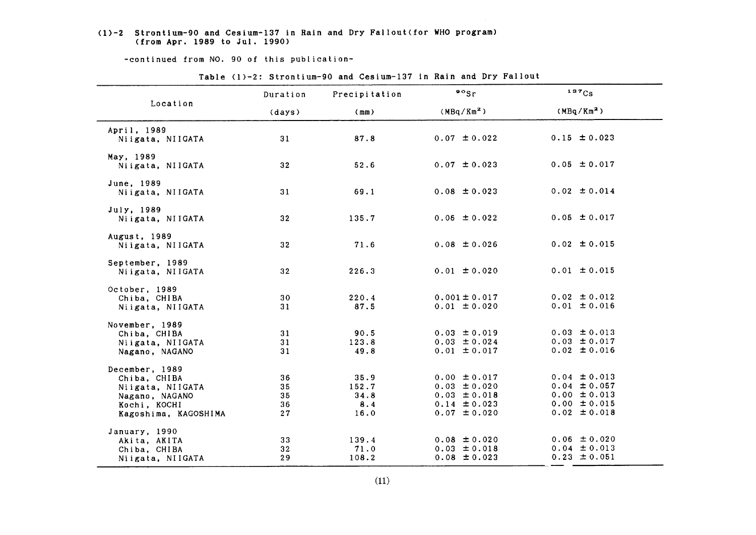(1)-2 Strontium-90 and Cesium-137 in Rain and Dry Fallout(for WHO program) (from Apr. 1989 to Jul. 1990)

-continued from NO. 90 of this publication-

Table (1)-2: Strontium-90 and Cesium-137 in Rain and Dry Fallout

| Location | Duration (days) | Precipitation (mm) | $^{90}Sr$ ($MBq/Km^2$) | $^{137}Cs$ ($MBq/Km^2$) |
|---|---|---|---|---|
| April, 1989 | | | | |
| Niigata, NIIGATA | 31 | 87.8 | 0.07 ±0.022 | 0.15 ±0.023 |
| May, 1989 | | | | |
| Niigata, NIIGATA | 32 | 52.6 | 0.07 ±0.023 | 0.05 ±0.017 |
| June, 1989 | | | | |
| Niigata, NIIGATA | 31 | 69.1 | 0.08 ±0.023 | 0.02 ±0.014 |
| July, 1989 | | | | |
| Niigata, NIIGATA | 32 | 135.7 | 0.06 ±0.022 | 0.05 ±0.017 |
| August, 1989 | | | | |
| Niigata, NIIGATA | 32 | 71.6 | 0.08 ±0.026 | 0.02 ±0.015 |
| September, 1989 | | | | |
| Niigata, NIIGATA | 32 | 226.3 | 0.01 ±0.020 | 0.01 ±0.015 |
| October, 1989 | | | | |
| Chiba, CHIBA | 30 | 220.4 | 0.001±0.017 | 0.02 ±0.012 |
| Niigata, NIIGATA | 31 | 87.5 | 0.01 ±0.020 | 0.01 ±0.016 |
| November, 1989 | | | | |
| Chiba, CHIBA | 31 | 90.5 | 0.03 ±0.019 | 0.03 ±0.013 |
| Niigata, NIIGATA | 31 | 123.8 | 0.03 ±0.024 | 0.03 ±0.017 |
| Nagano, NAGANO | 31 | 49.8 | 0.01 ±0.017 | 0.02 ±0.016 |
| December, 1989 | | | | |
| Chiba, CHIBA | 36 | 35.9 | 0.00 ±0.017 | 0.04 ±0.013 |
| Niigata, NIIGATA | 35 | 152.7 | 0.03 ±0.020 | 0.04 ±0.057 |
| Nagano, NAGANO | 35 | 34.8 | 0.03 ±0.018 | 0.00 ±0.013 |
| Kochi, KOCHI | 36 | 8.4 | 0.14 ±0.023 | 0.00 ±0.015 |
| Kagoshima, KAGOSHIMA | 27 | 16.0 | 0.07 ±0.020 | 0.02 ±0.018 |
| January, 1990 | | | | |
| Akita, AKITA | 33 | 139.4 | 0.08 ±0.020 | 0.06 ±0.020 |
| Chiba, CHIBA | 32 | 71.0 | 0.03 ±0.018 | 0.04 ±0.013 |
| Niigata, NIIGATA | 29 | 108.2 | 0.08 ±0.023 | 0.23 ±0.051 |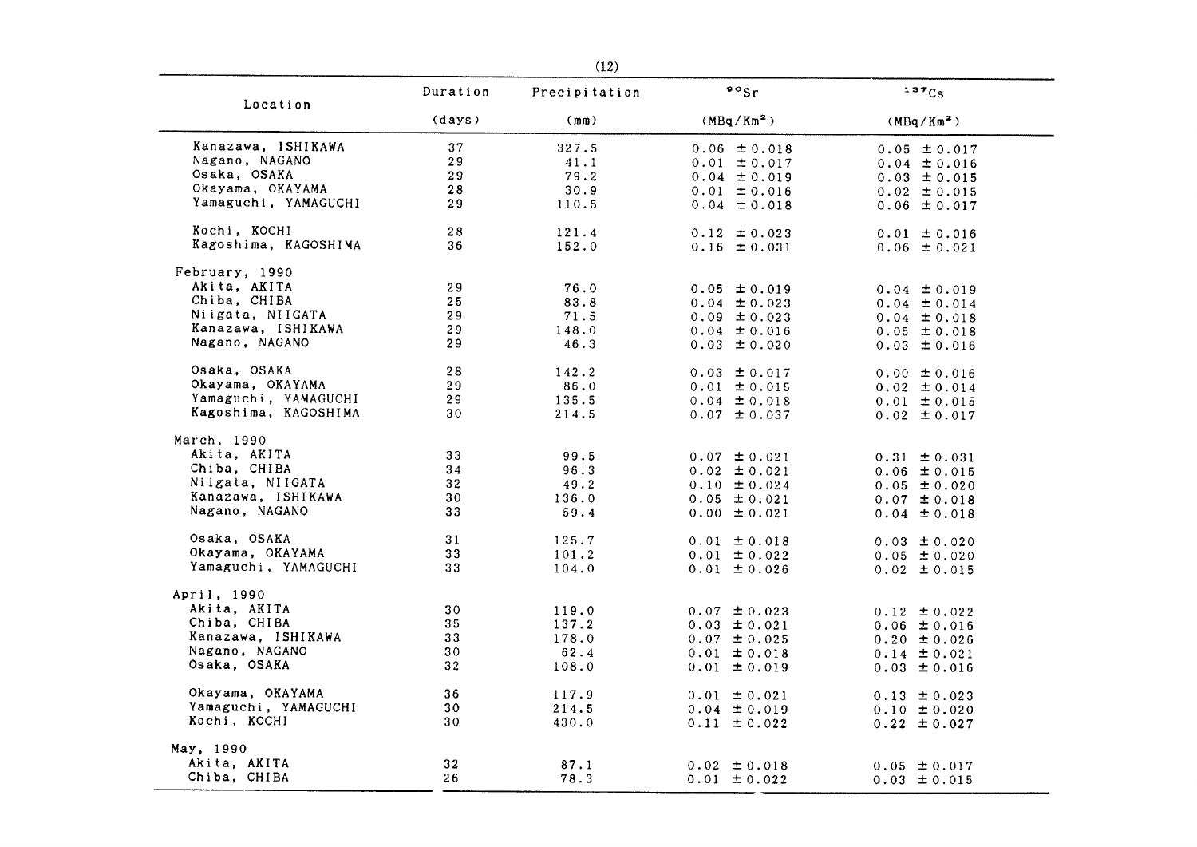| Location | Duration (days) | Precipitation (mm) | $^{90}Sr$ ($MBq/Km^2$) | $^{137}Cs$ ($MBq/Km^2$) |
|---|---|---|---|---|
| Kanazawa, ISHIKAWA | 37 | 327.5 | 0.06 ± 0.018 | 0.05 ± 0.017 |
| Nagano, NAGANO | 29 | 41.1 | 0.01 ± 0.017 | 0.04 ± 0.016 |
| Osaka, OSAKA | 29 | 79.2 | 0.04 ± 0.019 | 0.03 ± 0.015 |
| Okayama, OKAYAMA | 28 | 30.9 | 0.01 ± 0.016 | 0.02 ± 0.015 |
| Yamaguchi, YAMAGUCHI | 29 | 110.5 | 0.04 ± 0.018 | 0.06 ± 0.017 |
| Kochi, KOCHI | 28 | 121.4 | 0.12 ± 0.023 | 0.01 ± 0.016 |
| Kagoshima, KAGOSHIMA | 36 | 152.0 | 0.16 ± 0.031 | 0.06 ± 0.021 |
| February, 1990 | | | | |
| Akita, AKITA | 29 | 76.0 | 0.05 ± 0.019 | 0.04 ± 0.019 |
| Chiba, CHIBA | 25 | 83.8 | 0.04 ± 0.023 | 0.04 ± 0.014 |
| Niigata, NIIGATA | 29 | 71.5 | 0.09 ± 0.023 | 0.04 ± 0.018 |
| Kanazawa, ISHIKAWA | 29 | 148.0 | 0.04 ± 0.016 | 0.05 ± 0.018 |
| Nagano, NAGANO | 29 | 46.3 | 0.03 ± 0.020 | 0.03 ± 0.016 |
| Osaka, OSAKA | 28 | 142.2 | 0.03 ± 0.017 | 0.00 ± 0.016 |
| Okayama, OKAYAMA | 29 | 86.0 | 0.01 ± 0.015 | 0.02 ± 0.014 |
| Yamaguchi, YAMAGUCHI | 29 | 135.5 | 0.04 ± 0.018 | 0.01 ± 0.015 |
| Kagoshima, KAGOSHIMA | 30 | 214.5 | 0.07 ± 0.037 | 0.02 ± 0.017 |
| March, 1990 | | | | |
| Akita, AKITA | 33 | 99.5 | 0.07 ± 0.021 | 0.31 ± 0.031 |
| Chiba, CHIBA | 34 | 96.3 | 0.02 ± 0.021 | 0.06 ± 0.015 |
| Niigata, NIIGATA | 32 | 49.2 | 0.10 ± 0.024 | 0.05 ± 0.020 |
| Kanazawa, ISHIKAWA | 30 | 136.0 | 0.05 ± 0.021 | 0.07 ± 0.018 |
| Nagano, NAGANO | 33 | 59.4 | 0.00 ± 0.021 | 0.04 ± 0.018 |
| Osaka, OSAKA | 31 | 125.7 | 0.01 ± 0.018 | 0.03 ± 0.020 |
| Okayama, OKAYAMA | 33 | 101.2 | 0.01 ± 0.022 | 0.05 ± 0.020 |
| Yamaguchi, YAMAGUCHI | 33 | 104.0 | 0.01 ± 0.026 | 0.02 ± 0.015 |
| April, 1990 | | | | |
| Akita, AKITA | 30 | 119.0 | 0.07 ± 0.023 | 0.12 ± 0.022 |
| Chiba, CHIBA | 35 | 137.2 | 0.03 ± 0.021 | 0.06 ± 0.016 |
| Kanazawa, ISHIKAWA | 33 | 178.0 | 0.07 ± 0.025 | 0.20 ± 0.026 |
| Nagano, NAGANO | 30 | 62.4 | 0.01 ± 0.018 | 0.14 ± 0.021 |
| Osaka, OSAKA | 32 | 108.0 | 0.01 ± 0.019 | 0.03 ± 0.016 |
| Okayama, OKAYAMA | 36 | 117.9 | 0.01 ± 0.021 | 0.13 ± 0.023 |
| Yamaguchi, YAMAGUCHI | 30 | 214.5 | 0.04 ± 0.019 | 0.10 ± 0.020 |
| Kochi, KOCHI | 30 | 430.0 | 0.11 ± 0.022 | 0.22 ± 0.027 |
| May, 1990 | | | | |
| Akita, AKITA | 32 | 87.1 | 0.02 ± 0.018 | 0.05 ± 0.017 |
| Chiba, CHIBA | 26 | 78.3 | 0.01 ± 0.022 | 0.03 ± 0.015 |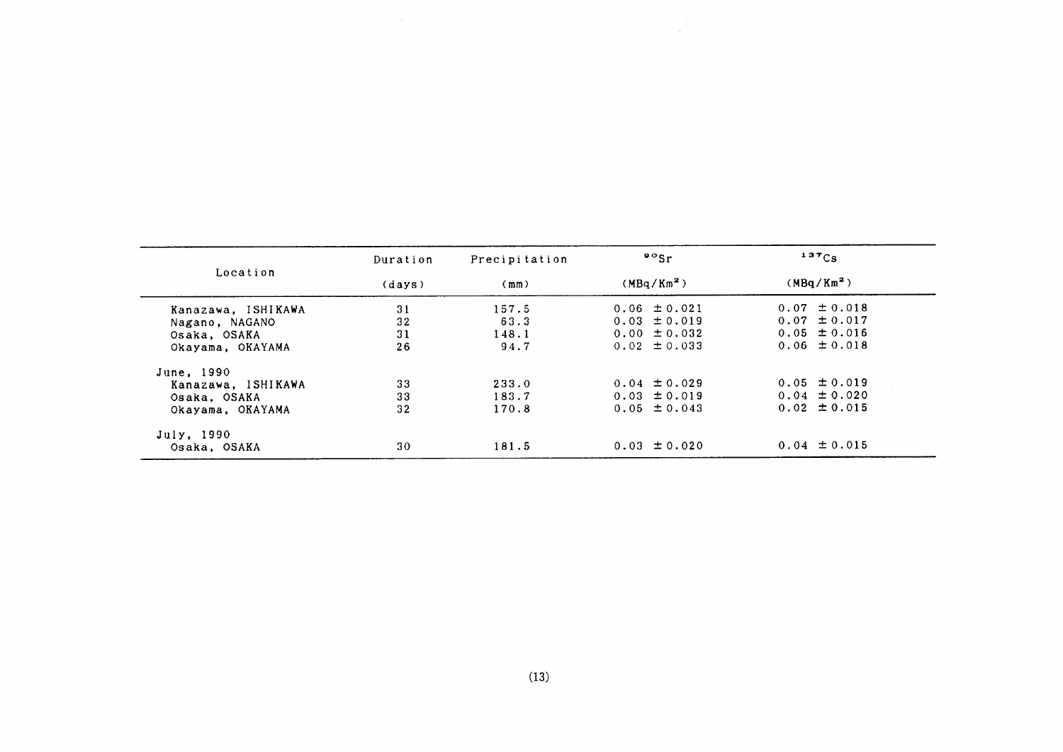| Location | Duration (days) | Precipitation (mm) | $^{90}Sr$ ($MBq/Km^2$) | $^{137}Cs$ ($MBq/Km^2$) |
|---|---|---|---|---|
| Kanazawa, ISHIKAWA | 31 | 157.5 | 0.06 ± 0.021 | 0.07 ± 0.018 |
| Nagano, NAGANO | 32 | 63.3 | 0.03 ± 0.019 | 0.07 ± 0.017 |
| Osaka, OSAKA | 31 | 148.1 | 0.00 ± 0.032 | 0.05 ± 0.016 |
| Okayama, OKAYAMA | 26 | 94.7 | 0.02 ± 0.033 | 0.06 ± 0.018 |
| June, 1990 | | | | |
| Kanazawa, ISHIKAWA | 33 | 233.0 | 0.04 ± 0.029 | 0.05 ± 0.019 |
| Osaka, OSAKA | 33 | 183.7 | 0.03 ± 0.019 | 0.04 ± 0.020 |
| Okayama, OKAYAMA | 32 | 170.8 | 0.05 ± 0.043 | 0.02 ± 0.015 |
| July, 1990 | | | | |
| Osaka, OSAKA | 30 | 181.5 | 0.03 ± 0.020 | 0.04 ± 0.015 |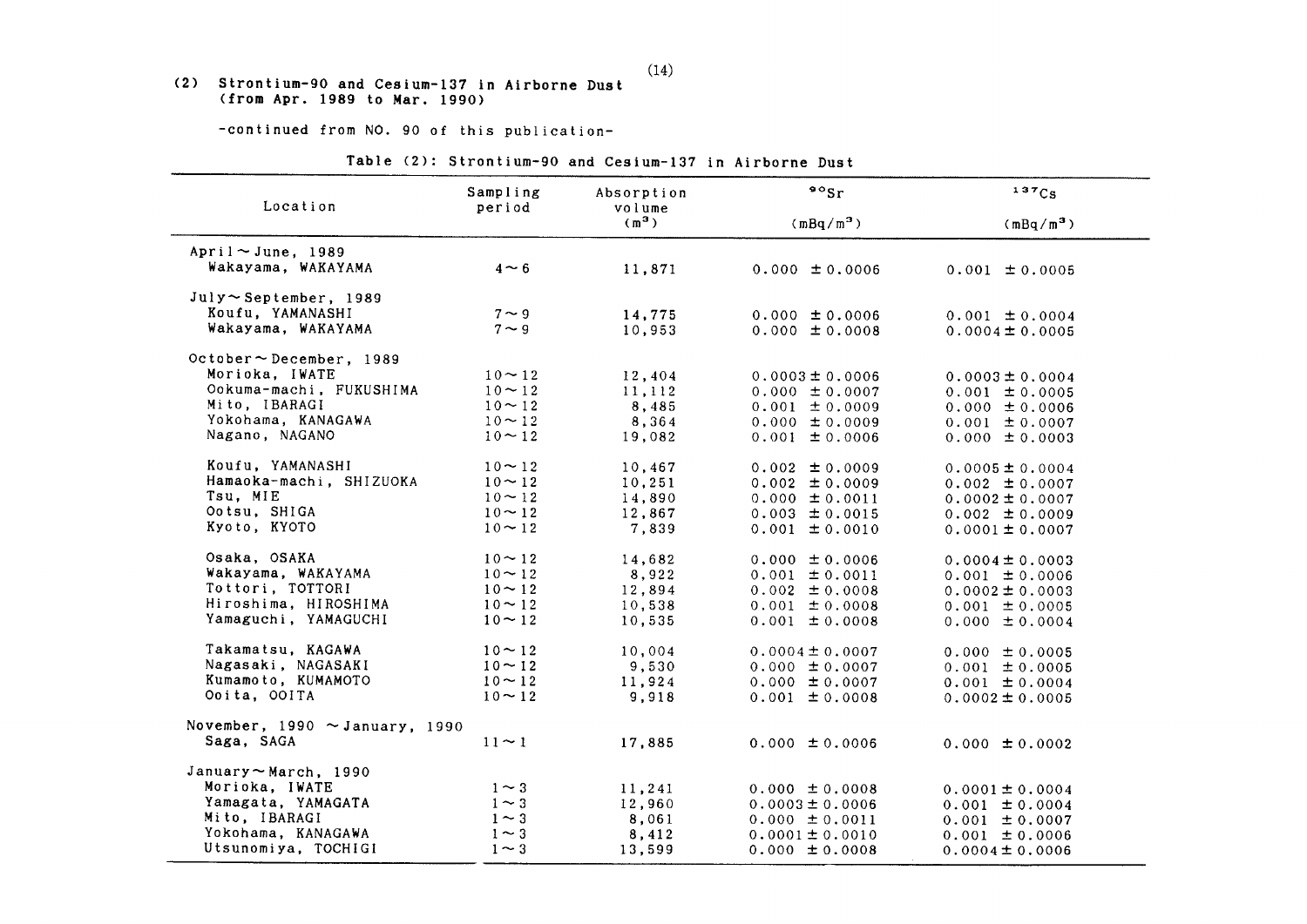## (2) Strontium-90 and Cesium-137 in Airborne Dust (from Apr. 1989 to Mar. 1990)

-continued from NO. 90 of this publication-

Table (2): Strontium-90 and Cesium-137 in Airborne Dust

| Location | Sampling period | Absorption volume ($m^3$) | $^{90}Sr$ ($mBq/m^3$) | $^{137}Cs$ ($mBq/m^3$) |
|---|---|---|---|---|
| April～June, 1989 | | | | |
| Wakayama, WAKAYAMA | 4～6 | 11,871 | 0.000 ±0.0006 | 0.001 ±0.0005 |
| July～September, 1989 | | | | |
| Koufu, YAMANASHI | 7～9 | 14,775 | 0.000 ±0.0006 | 0.001 ±0.0004 |
| Wakayama, WAKAYAMA | 7～9 | 10,953 | 0.000 ±0.0008 | 0.0004±0.0005 |
| October～December, 1989 | | | | |
| Morioka, IWATE | 10～12 | 12,404 | 0.0003±0.0006 | 0.0003±0.0004 |
| Ookuma-machi, FUKUSHIMA | 10～12 | 11,112 | 0.000 ±0.0007 | 0.001 ±0.0005 |
| Mito, IBARAGI | 10～12 | 8,485 | 0.001 ±0.0009 | 0.000 ±0.0006 |
| Yokohama, KANAGAWA | 10～12 | 8,364 | 0.000 ±0.0009 | 0.001 ±0.0007 |
| Nagano, NAGANO | 10～12 | 19,082 | 0.001 ±0.0006 | 0.000 ±0.0003 |
| Koufu, YAMANASHI | 10～12 | 10,467 | 0.002 ±0.0009 | 0.0005±0.0004 |
| Hamaoka-machi, SHIZUOKA | 10～12 | 10,251 | 0.002 ±0.0009 | 0.002 ±0.0007 |
| Tsu, MIE | 10～12 | 14,890 | 0.000 ±0.0011 | 0.0002±0.0007 |
| Ootsu, SHIGA | 10～12 | 12,867 | 0.003 ±0.0015 | 0.002 ±0.0009 |
| Kyoto, KYOTO | 10～12 | 7,839 | 0.001 ±0.0010 | 0.0001±0.0007 |
| Osaka, OSAKA | 10～12 | 14,682 | 0.000 ±0.0006 | 0.0004±0.0003 |
| Wakayama, WAKAYAMA | 10～12 | 8,922 | 0.001 ±0.0011 | 0.001 ±0.0006 |
| Tottori, TOTTORI | 10～12 | 12,894 | 0.002 ±0.0008 | 0.0002±0.0003 |
| Hiroshima, HIROSHIMA | 10～12 | 10,538 | 0.001 ±0.0008 | 0.001 ±0.0005 |
| Yamaguchi, YAMAGUCHI | 10～12 | 10,535 | 0.001 ±0.0008 | 0.000 ±0.0004 |
| Takamatsu, KAGAWA | 10～12 | 10,004 | 0.0004±0.0007 | 0.000 ±0.0005 |
| Nagasaki, NAGASAKI | 10～12 | 9,530 | 0.000 ±0.0007 | 0.001 ±0.0005 |
| Kumamoto, KUMAMOTO | 10～12 | 11,924 | 0.000 ±0.0007 | 0.001 ±0.0004 |
| Ooita, OOITA | 10～12 | 9,918 | 0.001 ±0.0008 | 0.0002±0.0005 |
| November, 1990 ～January, 1990 | | | | |
| Saga, SAGA | 11～1 | 17,885 | 0.000 ±0.0006 | 0.000 ±0.0002 |
| January～March, 1990 | | | | |
| Morioka, IWATE | 1～3 | 11,241 | 0.000 ±0.0008 | 0.0001±0.0004 |
| Yamagata, YAMAGATA | 1～3 | 12,960 | 0.0003±0.0006 | 0.001 ±0.0004 |
| Mito, IBARAGI | 1～3 | 8,061 | 0.000 ±0.0011 | 0.001 ±0.0007 |
| Yokohama, KANAGAWA | 1～3 | 8,412 | 0.0001±0.0010 | 0.001 ±0.0006 |
| Utsunomiya, TOCHIGI | 1～3 | 13,599 | 0.000 ±0.0008 | 0.0004±0.0006 |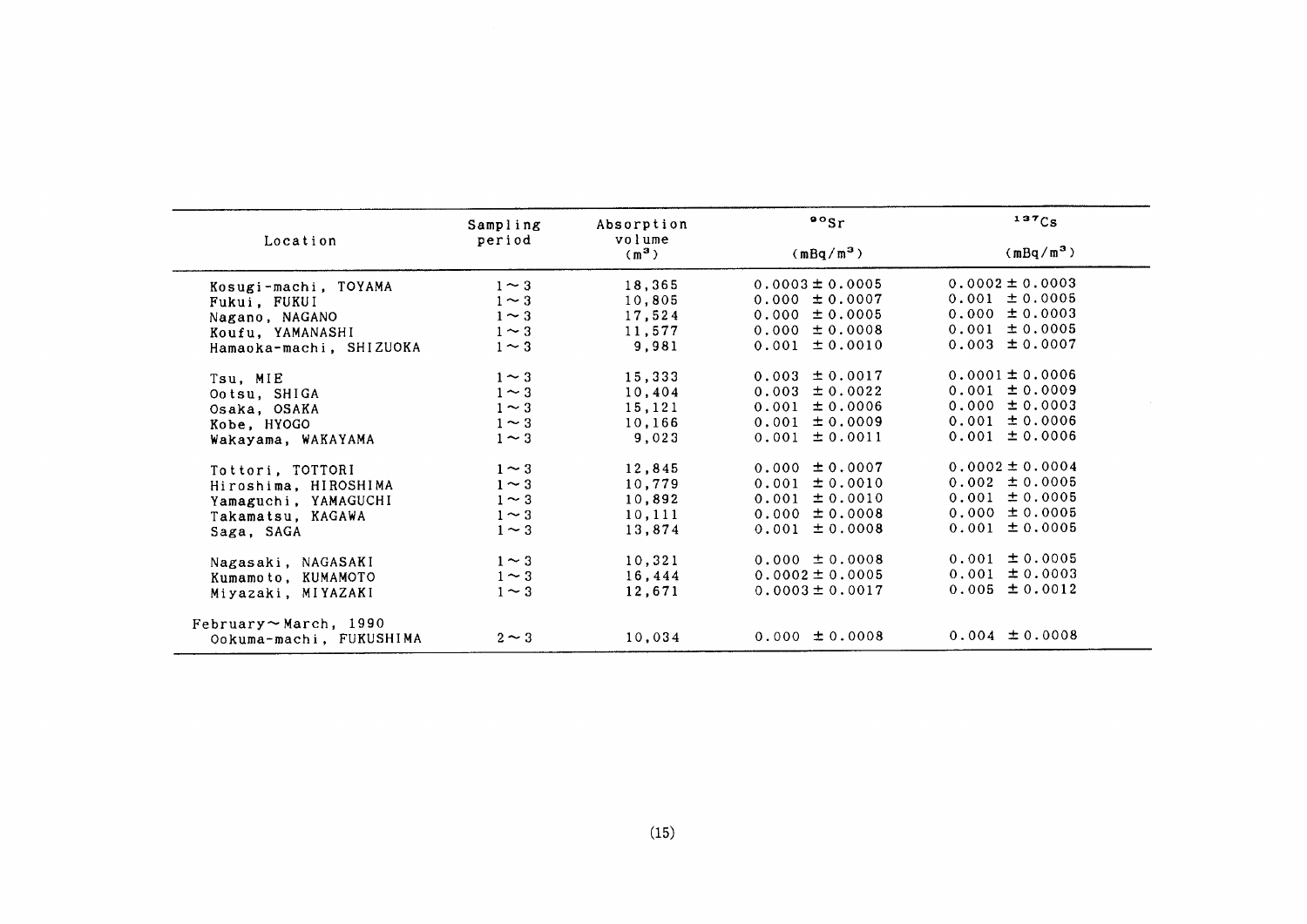| Location | Sampling period | Absorption volume ($m^3$) | $^{90}Sr$ ($mBq/m^3$) | $^{137}Cs$ ($mBq/m^3$) |
|---|---|---|---|---|
| Kosugi-machi, TOYAMA | 1～3 | 18,365 | 0.0003 ± 0.0005 | 0.0002 ± 0.0003 |
| Fukui, FUKUI | 1～3 | 10,805 | 0.000 ± 0.0007 | 0.001 ± 0.0005 |
| Nagano, NAGANO | 1～3 | 17,524 | 0.000 ± 0.0005 | 0.000 ± 0.0003 |
| Koufu, YAMANASHI | 1～3 | 11,577 | 0.000 ± 0.0008 | 0.001 ± 0.0005 |
| Hamaoka-machi, SHIZUOKA | 1～3 | 9,981 | 0.001 ± 0.0010 | 0.003 ± 0.0007 |
| Tsu, MIE | 1～3 | 15,333 | 0.003 ± 0.0017 | 0.0001 ± 0.0006 |
| Ootsu, SHIGA | 1～3 | 10,404 | 0.003 ± 0.0022 | 0.001 ± 0.0009 |
| Osaka, OSAKA | 1～3 | 15,121 | 0.001 ± 0.0006 | 0.000 ± 0.0003 |
| Kobe, HYOGO | 1～3 | 10,166 | 0.001 ± 0.0009 | 0.001 ± 0.0006 |
| Wakayama, WAKAYAMA | 1～3 | 9,023 | 0.001 ± 0.0011 | 0.001 ± 0.0006 |
| Tottori, TOTTORI | 1～3 | 12,845 | 0.000 ± 0.0007 | 0.0002 ± 0.0004 |
| Hiroshima, HIROSHIMA | 1～3 | 10,779 | 0.001 ± 0.0010 | 0.002 ± 0.0005 |
| Yamaguchi, YAMAGUCHI | 1～3 | 10,892 | 0.001 ± 0.0010 | 0.001 ± 0.0005 |
| Takamatsu, KAGAWA | 1～3 | 10,111 | 0.000 ± 0.0008 | 0.000 ± 0.0005 |
| Saga, SAGA | 1～3 | 13,874 | 0.001 ± 0.0008 | 0.001 ± 0.0005 |
| Nagasaki, NAGASAKI | 1～3 | 10,321 | 0.000 ± 0.0008 | 0.001 ± 0.0005 |
| Kumamoto, KUMAMOTO | 1～3 | 16,444 | 0.0002 ± 0.0005 | 0.001 ± 0.0003 |
| Miyazaki, MIYAZAKI | 1～3 | 12,671 | 0.0003 ± 0.0017 | 0.005 ± 0.0012 |
| February～March, 1990 | | | | |
| Ookuma-machi, FUKUSHIMA | 2～3 | 10,034 | 0.000 ± 0.0008 | 0.004 ± 0.0008 |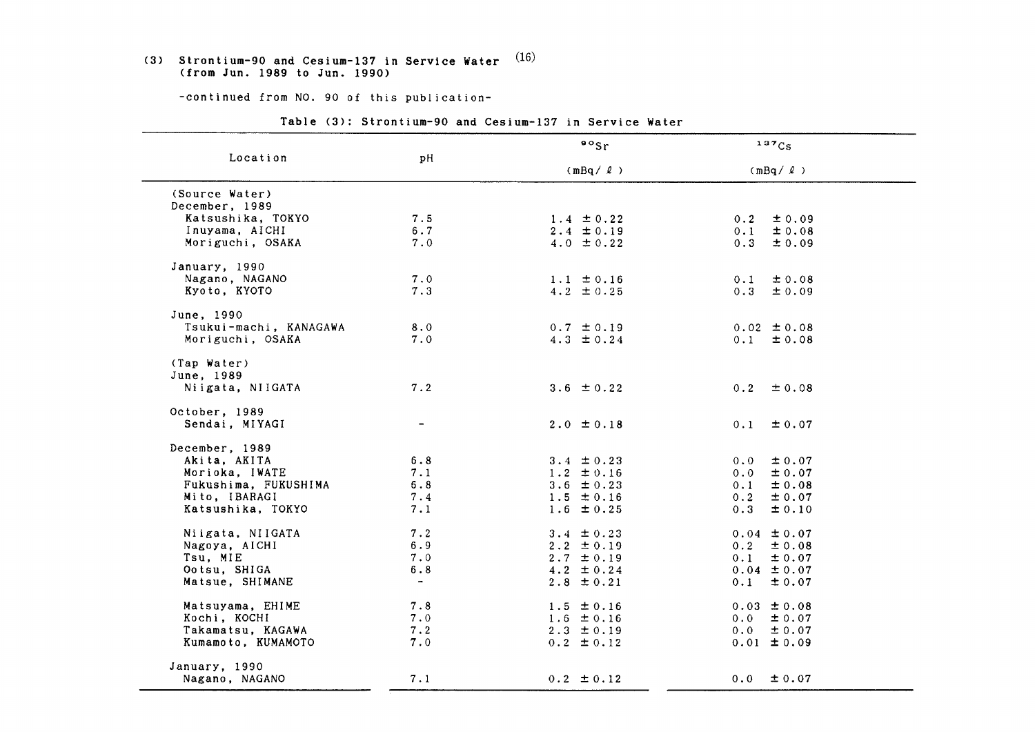### (3) Strontium-90 and Cesium-137 in Service Water (16)
(from Jun. 1989 to Jun. 1990)

-continued from NO. 90 of this publication-

Table (3): Strontium-90 and Cesium-137 in Service Water

| Location | pH | $^{90}Sr$ (mBq/ℓ) | $^{137}Cs$ (mBq/ℓ) |
|---|---|---|---|
| (Source Water) | | | |
| December, 1989 | | | |
| Katsushika, TOKYO | 7.5 | 1.4 ±0.22 | 0.2 ±0.09 |
| Inuyama, AICHI | 6.7 | 2.4 ±0.19 | 0.1 ±0.08 |
| Moriguchi, OSAKA | 7.0 | 4.0 ±0.22 | 0.3 ±0.09 |
| January, 1990 | | | |
| Nagano, NAGANO | 7.0 | 1.1 ±0.16 | 0.1 ±0.08 |
| Kyoto, KYOTO | 7.3 | 4.2 ±0.25 | 0.3 ±0.09 |
| June, 1990 | | | |
| Tsukui-machi, KANAGAWA | 8.0 | 0.7 ±0.19 | 0.02 ±0.08 |
| Moriguchi, OSAKA | 7.0 | 4.3 ±0.24 | 0.1 ±0.08 |
| (Tap Water) | | | |
| June, 1989 | | | |
| Niigata, NIIGATA | 7.2 | 3.6 ±0.22 | 0.2 ±0.08 |
| October, 1989 | | | |
| Sendai, MIYAGI | - | 2.0 ±0.18 | 0.1 ±0.07 |
| December, 1989 | | | |
| Akita, AKITA | 6.8 | 3.4 ±0.23 | 0.0 ±0.07 |
| Morioka, IWATE | 7.1 | 1.2 ±0.16 | 0.0 ±0.07 |
| Fukushima, FUKUSHIMA | 6.8 | 3.6 ±0.23 | 0.1 ±0.08 |
| Mito, IBARAGI | 7.4 | 1.5 ±0.16 | 0.2 ±0.07 |
| Katsushika, TOKYO | 7.1 | 1.6 ±0.25 | 0.3 ±0.10 |
| Niigata, NIIGATA | 7.2 | 3.4 ±0.23 | 0.04 ±0.07 |
| Nagoya, AICHI | 6.9 | 2.2 ±0.19 | 0.2 ±0.08 |
| Tsu, MIE | 7.0 | 2.7 ±0.19 | 0.1 ±0.07 |
| Ootsu, SHIGA | 6.8 | 4.2 ±0.24 | 0.04 ±0.07 |
| Matsue, SHIMANE | - | 2.8 ±0.21 | 0.1 ±0.07 |
| Matsuyama, EHIME | 7.8 | 1.5 ±0.16 | 0.03 ±0.08 |
| Kochi, KOCHI | 7.0 | 1.6 ±0.16 | 0.0 ±0.07 |
| Takamatsu, KAGAWA | 7.2 | 2.3 ±0.19 | 0.0 ±0.07 |
| Kumamoto, KUMAMOTO | 7.0 | 0.2 ±0.12 | 0.01 ±0.09 |
| January, 1990 | | | |
| Nagano, NAGANO | 7.1 | 0.2 ±0.12 | 0.0 ±0.07 |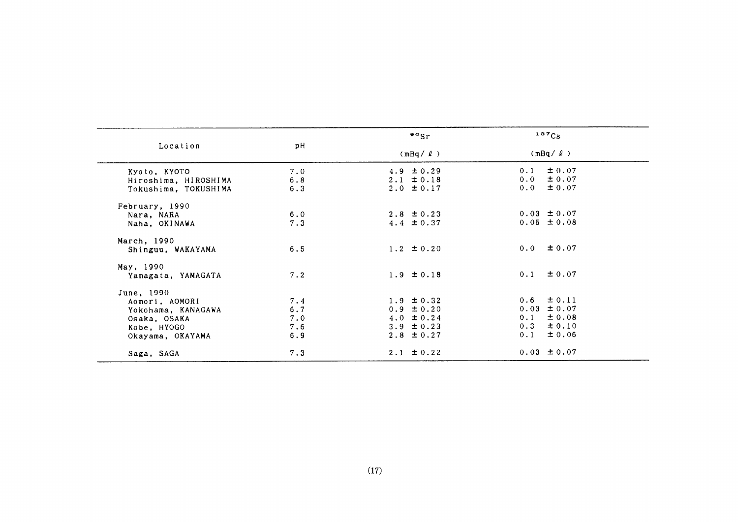| Location | pH | $^{90}Sr$ (mBq/ℓ) | $^{137}Cs$ (mBq/ℓ) |
|---|---|---|---|
| Kyoto, KYOTO | 7.0 | 4.9 ±0.29 | 0.1 ±0.07 |
| Hiroshima, HIROSHIMA | 6.8 | 2.1 ±0.18 | 0.0 ±0.07 |
| Tokushima, TOKUSHIMA | 6.3 | 2.0 ±0.17 | 0.0 ±0.07 |
| February, 1990 | | | |
| Nara, NARA | 6.0 | 2.8 ±0.23 | 0.03 ±0.07 |
| Naha, OKINAWA | 7.3 | 4.4 ±0.37 | 0.05 ±0.08 |
| March, 1990 | | | |
| Shinguu, WAKAYAMA | 6.5 | 1.2 ±0.20 | 0.0 ±0.07 |
| May, 1990 | | | |
| Yamagata, YAMAGATA | 7.2 | 1.9 ±0.18 | 0.1 ±0.07 |
| June, 1990 | | | |
| Aomori, AOMORI | 7.4 | 1.9 ±0.32 | 0.6 ±0.11 |
| Yokohama, KANAGAWA | 6.7 | 0.9 ±0.20 | 0.03 ±0.07 |
| Osaka, OSAKA | 7.0 | 4.0 ±0.24 | 0.1 ±0.08 |
| Kobe, HYOGO | 7.6 | 3.9 ±0.23 | 0.3 ±0.10 |
| Okayama, OKAYAMA | 6.9 | 2.8 ±0.27 | 0.1 ±0.06 |
| Saga, SAGA | 7.3 | 2.1 ±0.22 | 0.03 ±0.07 |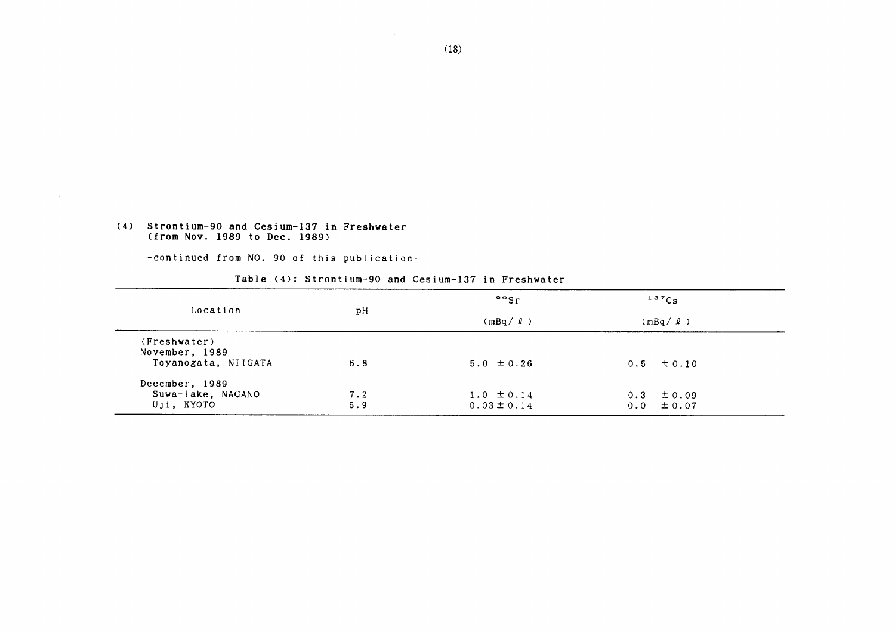## (4) Strontium-90 and Cesium-137 in Freshwater (from Nov. 1989 to Dec. 1989)

-continued from NO. 90 of this publication-

Table (4): Strontium-90 and Cesium-137 in Freshwater

| Location | pH | $^{90}Sr$ (mBq/ℓ) | $^{137}Cs$ (mBq/ℓ) |
|---|---|---|---|
| (Freshwater) | | | |
| November, 1989 | | | |
| Toyanogata, NIIGATA | 6.8 | 5.0 ±0.26 | 0.5 ±0.10 |
| December, 1989 | | | |
| Suwa-lake, NAGANO | 7.2 | 1.0 ±0.14 | 0.3 ±0.09 |
| Uji, KYOTO | 5.9 | 0.03±0.14 | 0.0 ±0.07 |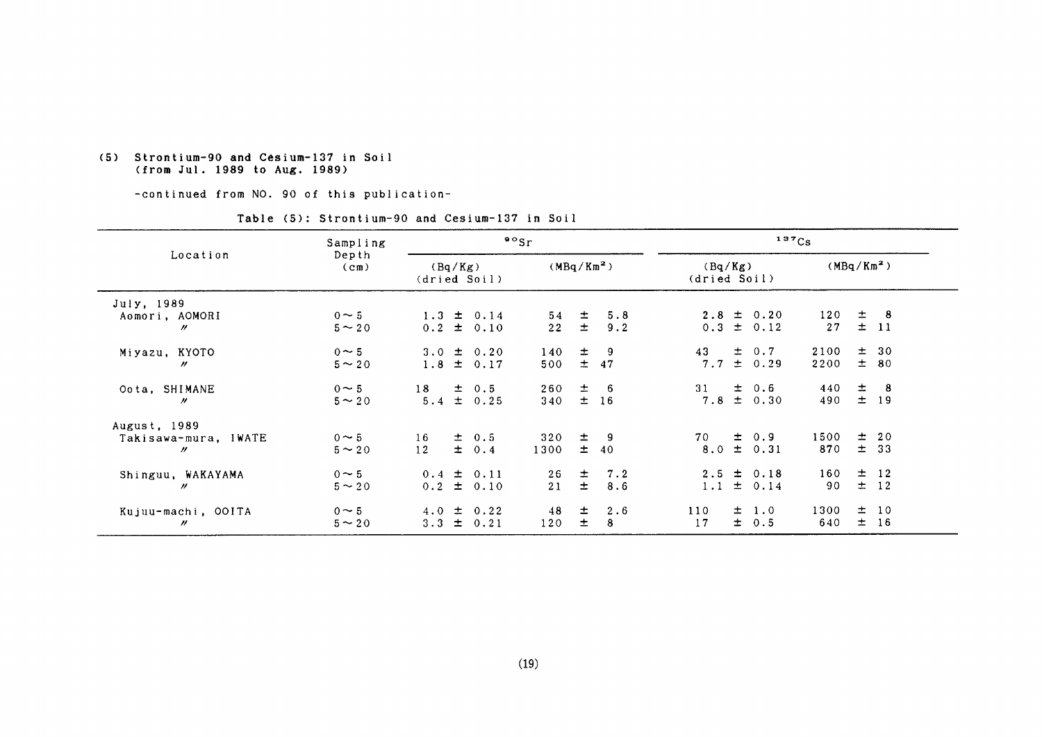### (5) Strontium-90 and Cesium-137 in Soil (from Jul. 1989 to Aug. 1989)

-continued from NO. 90 of this publication-

Table (5): Strontium-90 and Cesium-137 in Soil

| Location | Sampling Depth (cm) | $^{90}Sr$ | | $^{137}Cs$ | |
|---|---|---|---|---|---|
| | | (Bq/Kg) (dried Soil) | ($MBq/Km^2$) | (Bq/Kg) (dried Soil) | ($MBq/Km^2$) |
| July, 1989 | | | | | |
| Aomori, AOMORI | 0～5 | 1.3 ± 0.14 | 54 ± 5.8 | 2.8 ± 0.20 | 120 ± 8 |
| 〃 | 5～20 | 0.2 ± 0.10 | 22 ± 9.2 | 0.3 ± 0.12 | 27 ± 11 |
| Miyazu, KYOTO | 0～5 | 3.0 ± 0.20 | 140 ± 9 | 43 ± 0.7 | 2100 ± 30 |
| 〃 | 5～20 | 1.8 ± 0.17 | 500 ± 47 | 7.7 ± 0.29 | 2200 ± 80 |
| Oota, SHIMANE | 0～5 | 18 ± 0.5 | 260 ± 6 | 31 ± 0.6 | 440 ± 8 |
| 〃 | 5～20 | 5.4 ± 0.25 | 340 ± 16 | 7.8 ± 0.30 | 490 ± 19 |
| August, 1989 | | | | | |
| Takisawa-mura, IWATE | 0～5 | 16 ± 0.5 | 320 ± 9 | 70 ± 0.9 | 1500 ± 20 |
| 〃 | 5～20 | 12 ± 0.4 | 1300 ± 40 | 8.0 ± 0.31 | 870 ± 33 |
| Shinguu, WAKAYAMA | 0～5 | 0.4 ± 0.11 | 26 ± 7.2 | 2.5 ± 0.18 | 160 ± 12 |
| 〃 | 5～20 | 0.2 ± 0.10 | 21 ± 8.6 | 1.1 ± 0.14 | 90 ± 12 |
| Kujuu-machi, OOITA | 0～5 | 4.0 ± 0.22 | 48 ± 2.6 | 110 ± 1.0 | 1300 ± 10 |
| 〃 | 5～20 | 3.3 ± 0.21 | 120 ± 8 | 17 ± 0.5 | 640 ± 16 |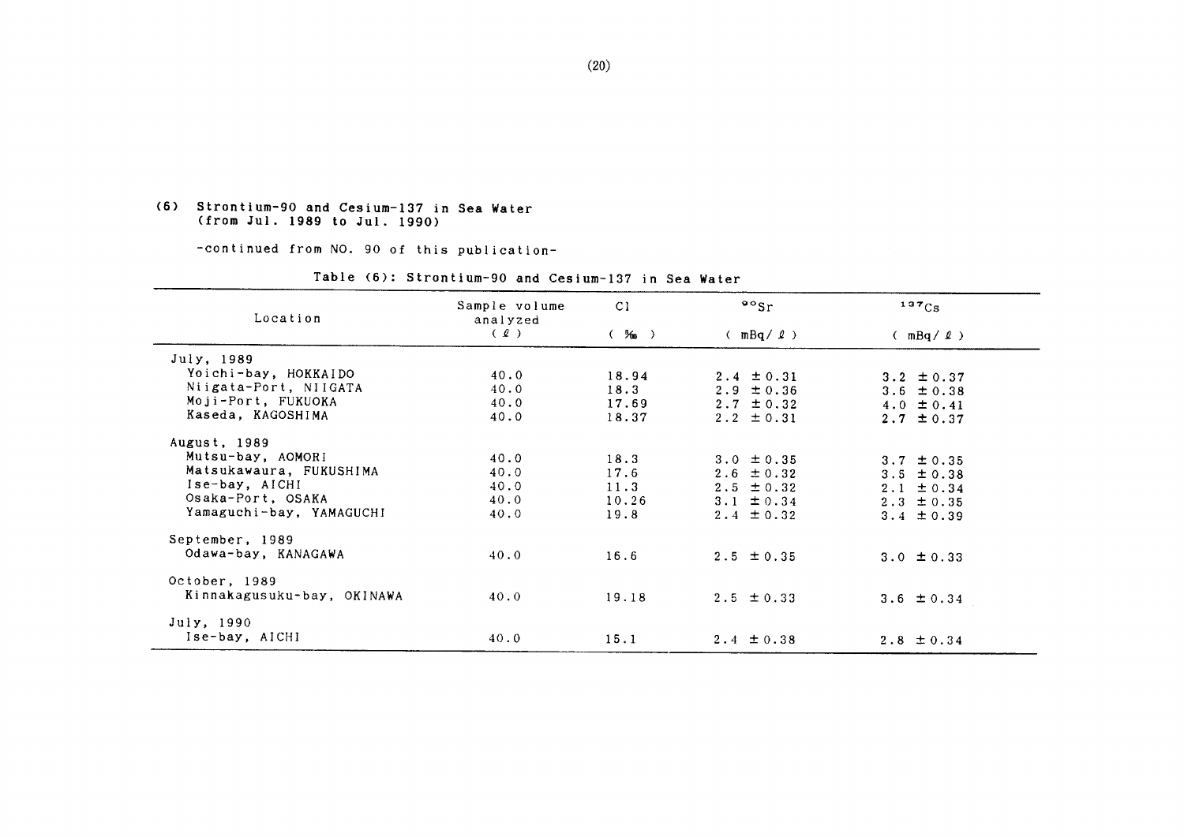## (6) Strontium-90 and Cesium-137 in Sea Water (from Jul. 1989 to Jul. 1990)

-continued from NO. 90 of this publication-

Table (6): Strontium-90 and Cesium-137 in Sea Water

| Location | Sample volume analyzed ( ℓ ) | Cl ( ‰ ) | $^{90}Sr$ ( mBq/ ℓ ) | $^{137}Cs$ ( mBq/ ℓ ) |
|---|---|---|---|---|
| July, 1989 | | | | |
| Yoichi-bay, HOKKAIDO | 40.0 | 18.94 | 2.4 ± 0.31 | 3.2 ± 0.37 |
| Niigata-Port, NIIGATA | 40.0 | 18.3 | 2.9 ± 0.36 | 3.6 ± 0.38 |
| Moji-Port, FUKUOKA | 40.0 | 17.69 | 2.7 ± 0.32 | 4.0 ± 0.41 |
| Kaseda, KAGOSHIMA | 40.0 | 18.37 | 2.2 ± 0.31 | 2.7 ± 0.37 |
| August, 1989 | | | | |
| Mutsu-bay, AOMORI | 40.0 | 18.3 | 3.0 ± 0.35 | 3.7 ± 0.35 |
| Matsukawaura, FUKUSHIMA | 40.0 | 17.6 | 2.6 ± 0.32 | 3.5 ± 0.38 |
| Ise-bay, AICHI | 40.0 | 11.3 | 2.5 ± 0.32 | 2.1 ± 0.34 |
| Osaka-Port, OSAKA | 40.0 | 10.26 | 3.1 ± 0.34 | 2.3 ± 0.35 |
| Yamaguchi-bay, YAMAGUCHI | 40.0 | 19.8 | 2.4 ± 0.32 | 3.4 ± 0.39 |
| September, 1989 | | | | |
| Odawa-bay, KANAGAWA | 40.0 | 16.6 | 2.5 ± 0.35 | 3.0 ± 0.33 |
| October, 1989 | | | | |
| Kinnakagusuku-bay, OKINAWA | 40.0 | 19.18 | 2.5 ± 0.33 | 3.6 ± 0.34 |
| July, 1990 | | | | |
| Ise-bay, AICHI | 40.0 | 15.1 | 2.4 ± 0.38 | 2.8 ± 0.34 |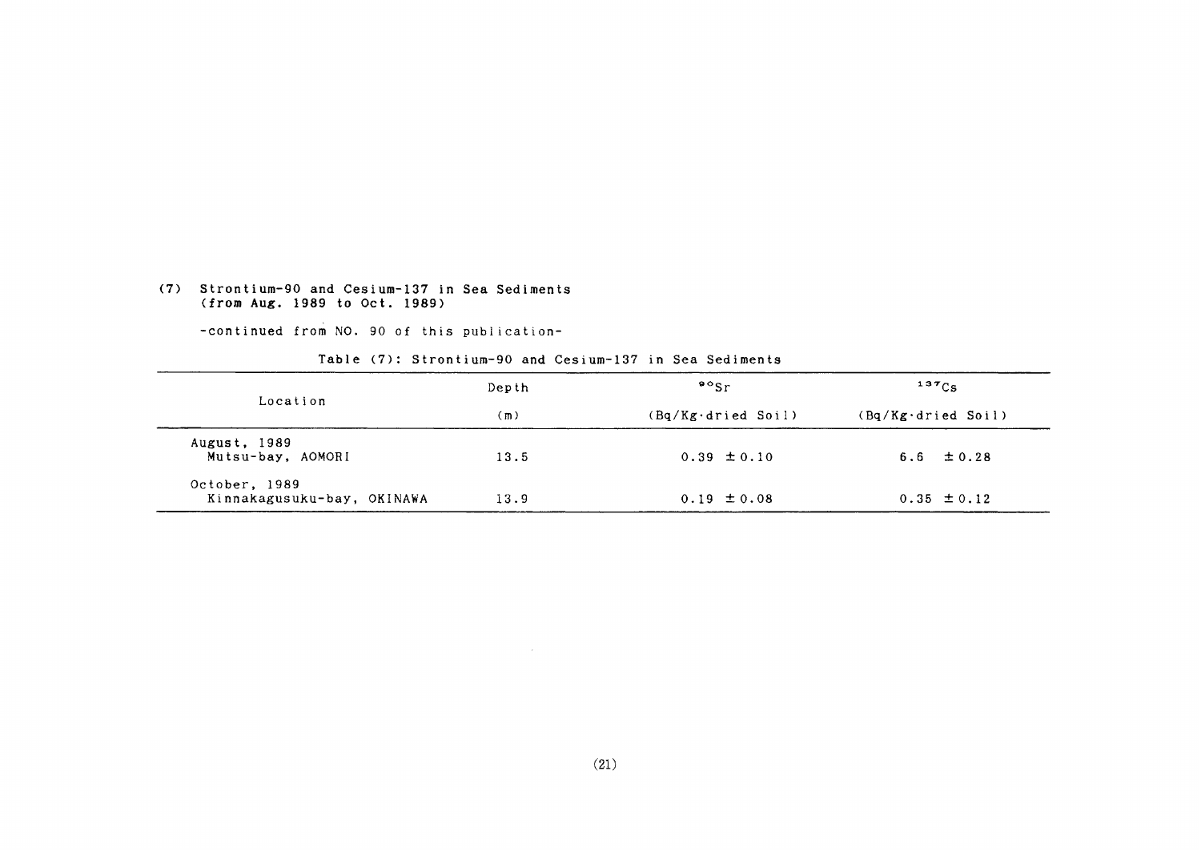### (7) Strontium-90 and Cesium-137 in Sea Sediments (from Aug. 1989 to Oct. 1989)

-continued from NO. 90 of this publication-

Table (7): Strontium-90 and Cesium-137 in Sea Sediments

| Location | Depth (m) | $^{90}Sr$ (Bq/Kg·dried Soil) | $^{137}Cs$ (Bq/Kg·dried Soil) |
|---|---|---|---|
| August, 1989<br>Mutsu-bay, AOMORI | 13.5 | 0.39 ± 0.10 | 6.6 ± 0.28 |
| October, 1989<br>Kinnakagusuku-bay, OKINAWA | 13.9 | 0.19 ± 0.08 | 0.35 ± 0.12 |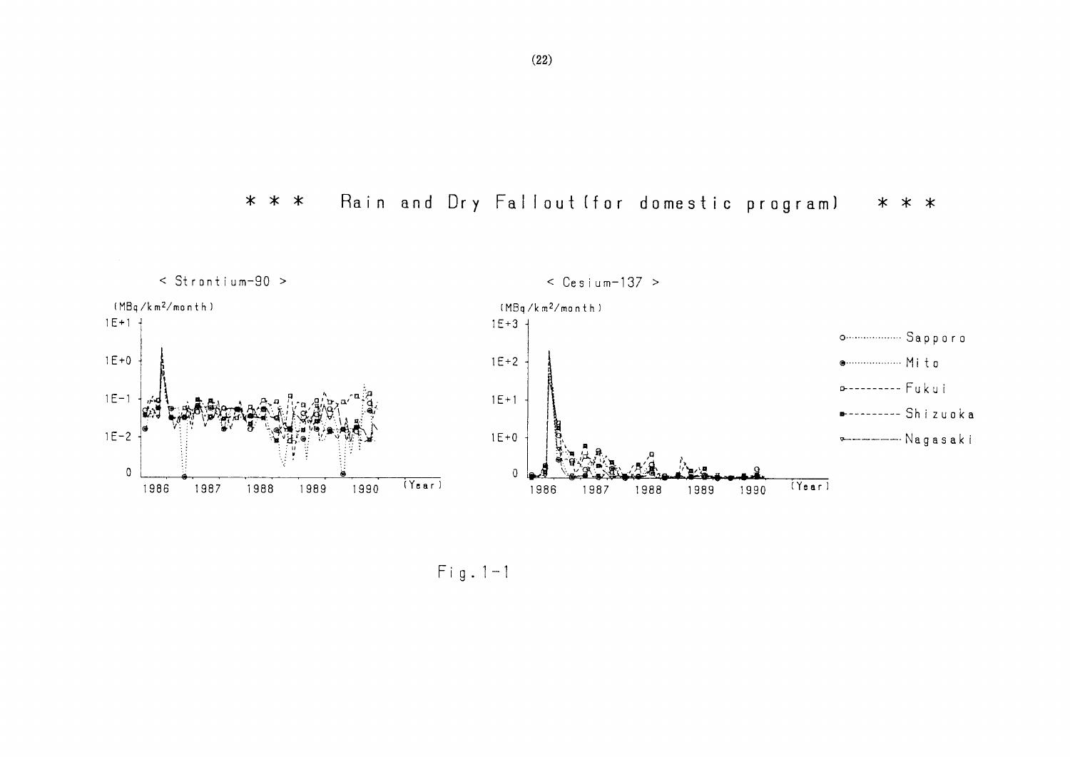# * * * Rain and Dry Fallout (for domestic program) * * *

< Strontium-90 >

(MBq/km²/month)

< Cesium-137 >

(MBq/km²/month)

Sapporo

Mito

Fukui

Shizuoka

Nagasaki

Fig. 1-1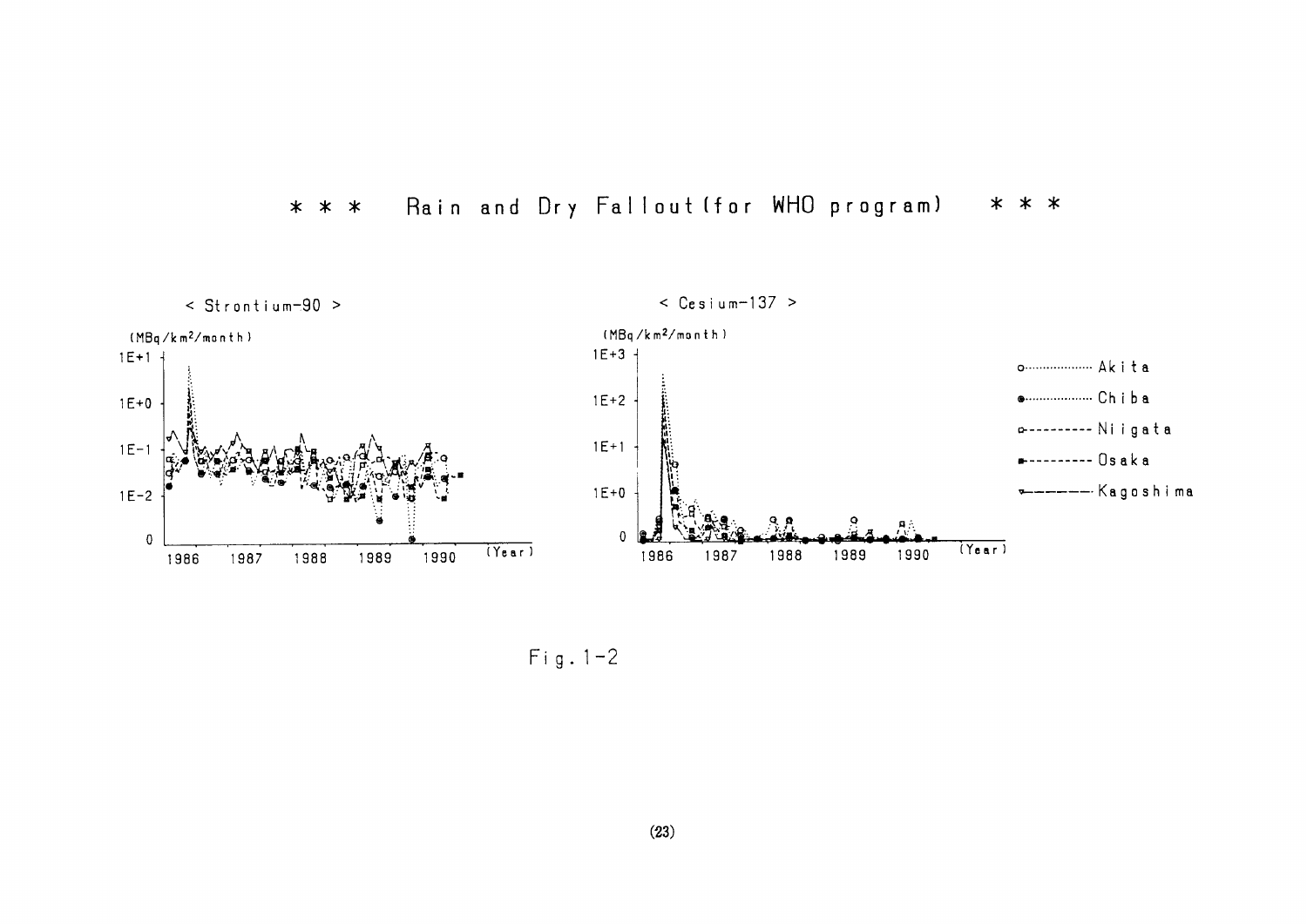# * * * Rain and Dry Fallout (for WHO program) * * *

< Strontium-90 >

(MBq/km²/month)

1E+1

1E+0

1E-1

1E-2

0

1986 1987 1988 1989 1990 (Year)

< Cesium-137 >

(MBq/km²/month)

1E+3

1E+2

1E+1

1E+0

0

1986 1987 1988 1989 1990 (Year)

- o·········· Akita
- ●·········· Chiba
- □---------- Niigata
- ■---------- Osaka
- ▽―――――― Kagoshima

Fig. 1-2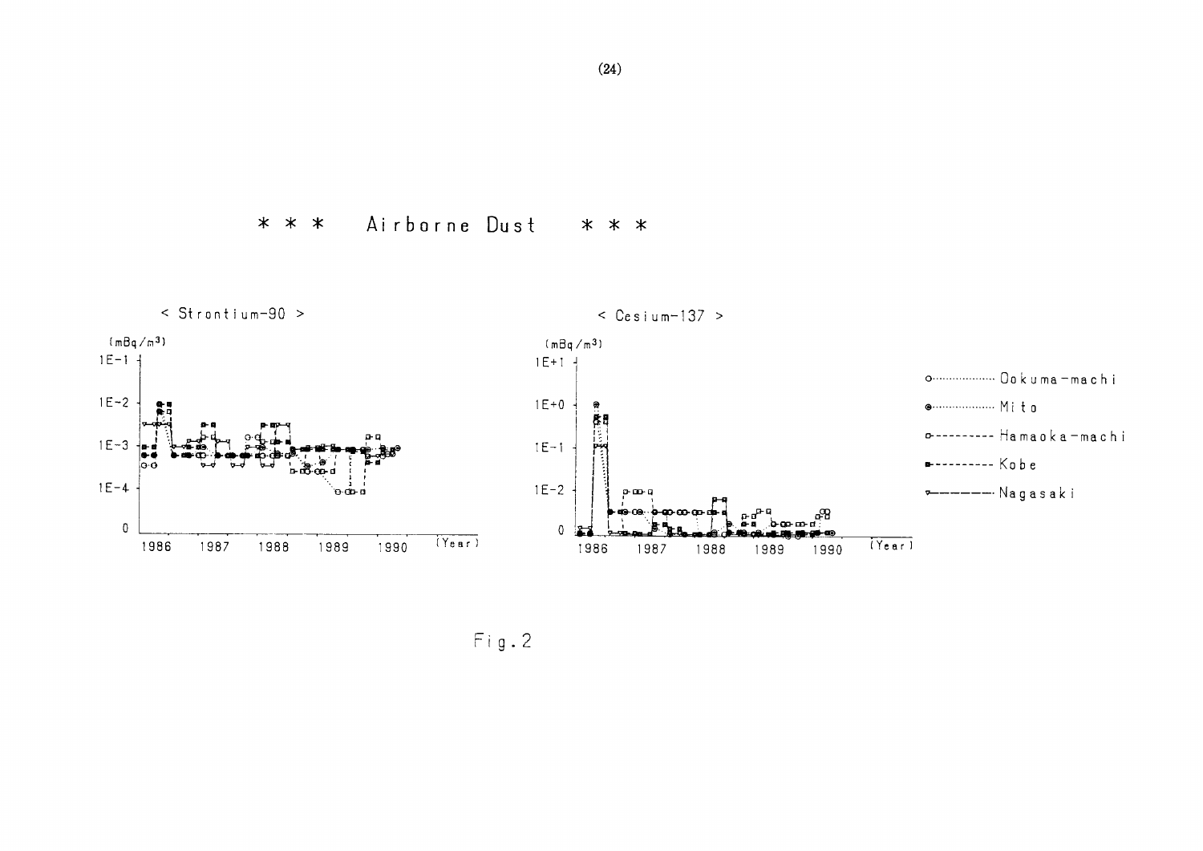# * * * Airborne Dust * * *

< Strontium-90 >

(mBq/m³)

1E-1

1E-2

1E-3

1E-4

0

1986 1987 1988 1989 1990 (Year)

< Cesium-137 >

(mBq/m³)

1E+1

1E+0

1E-1

1E-2

0

1986 1987 1988 1989 1990 (Year)

Ookuma-machi

Mito

Hamaoka-machi

Kobe

Nagasaki

Fig.2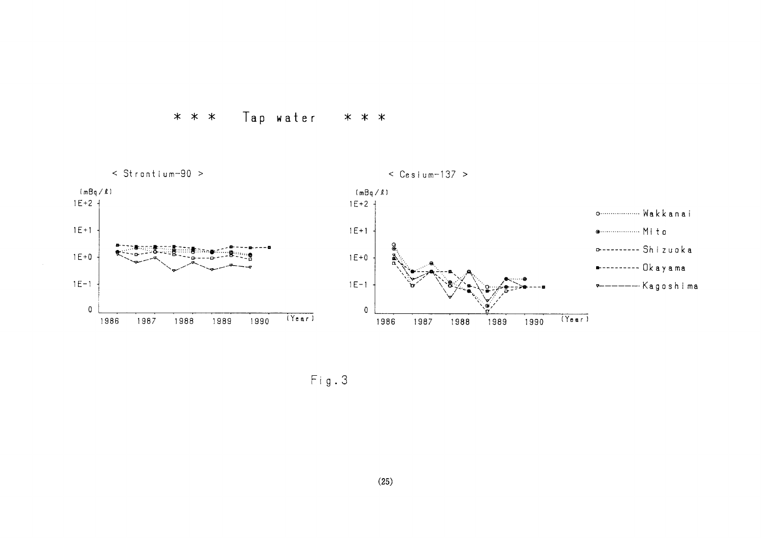\* \* \* Tap water \* \* \*

< Strontium-90 >

< Cesium-137 >

Fig.3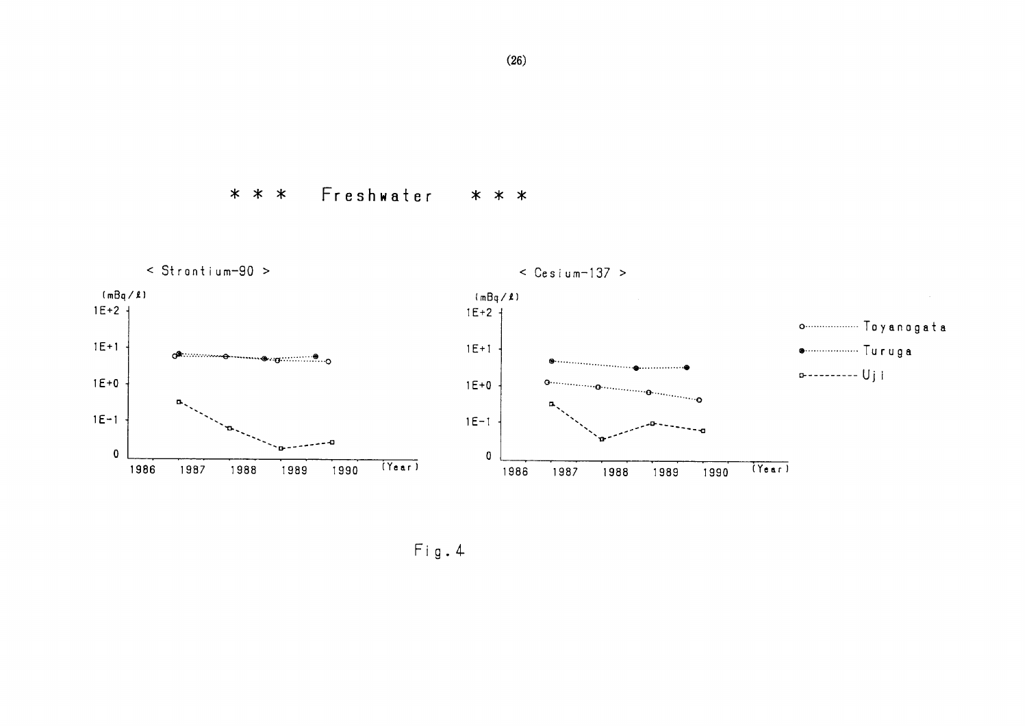# \* \* \* Freshwater \* \* \*

< Strontium-90 >

(mBq/ℓ)

1E+2

1E+1

1E+0

1E-1

0

1986 1987 1988 1989 1990 (Year)

< Cesium-137 >

(mBq/ℓ)

1E+2

1E+1

1E+0

1E-1

0

1986 1987 1988 1989 1990 (Year)

○········· Toyanogata

●········· Turuga

□- - - - - Uji

Fig.4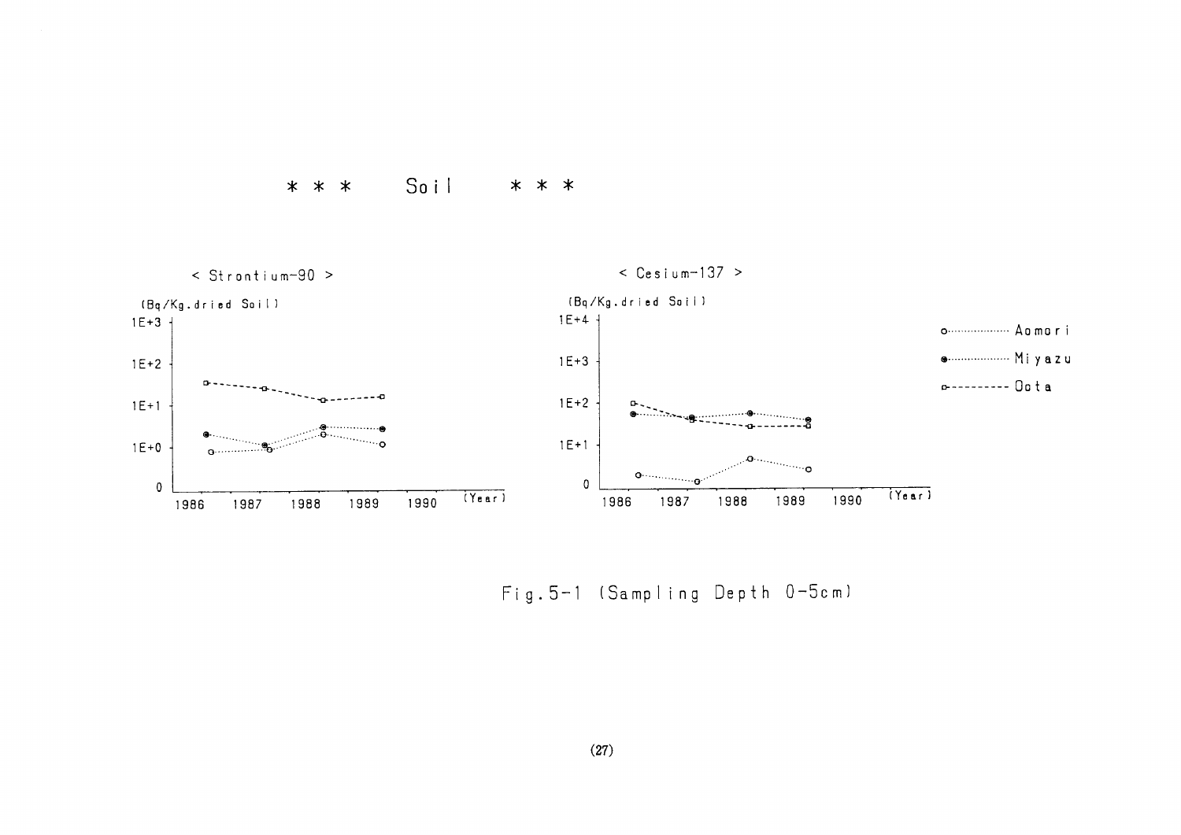# \* \* \* Soil \* \* \*

< Strontium-90 >

(Bq/Kg.dried Soil)

< Cesium-137 >

(Bq/Kg.dried Soil)

Aomori · Miyazu · Oota

Fig.5-1 (Sampling Depth 0-5cm)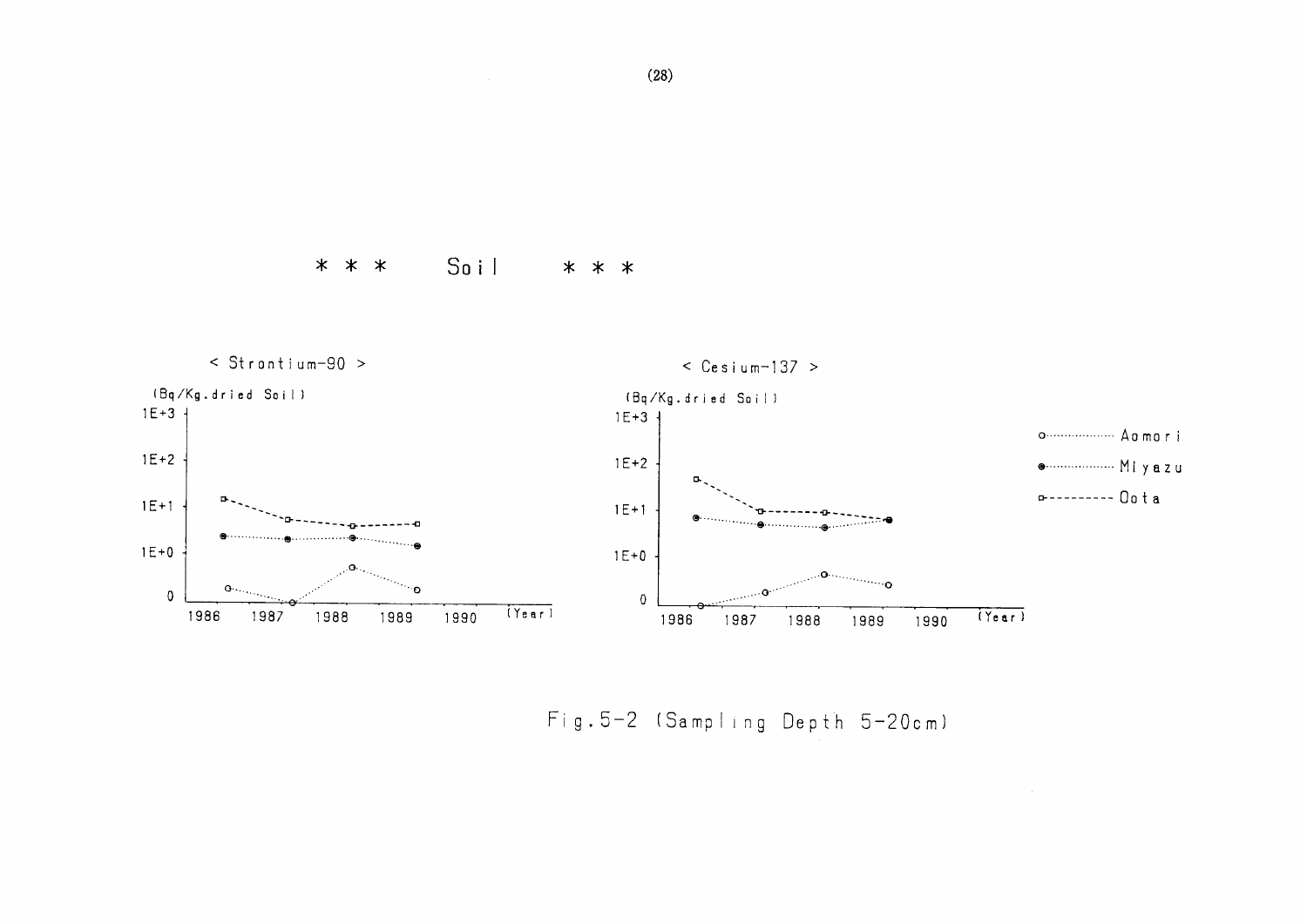# * * * Soil * * *

< Strontium-90 >

(Bq/Kg.dried Soil)

1E+3

1E+2

1E+1

1E+0

0

1986 1987 1988 1989 1990 (Year)

< Cesium-137 >

(Bq/Kg.dried Soil)

1E+3

1E+2

1E+1

1E+0

0

1986 1987 1988 1989 1990 (Year)

Aomori

Miyazu

Oota

Fig.5-2 (Sampling Depth 5-20cm)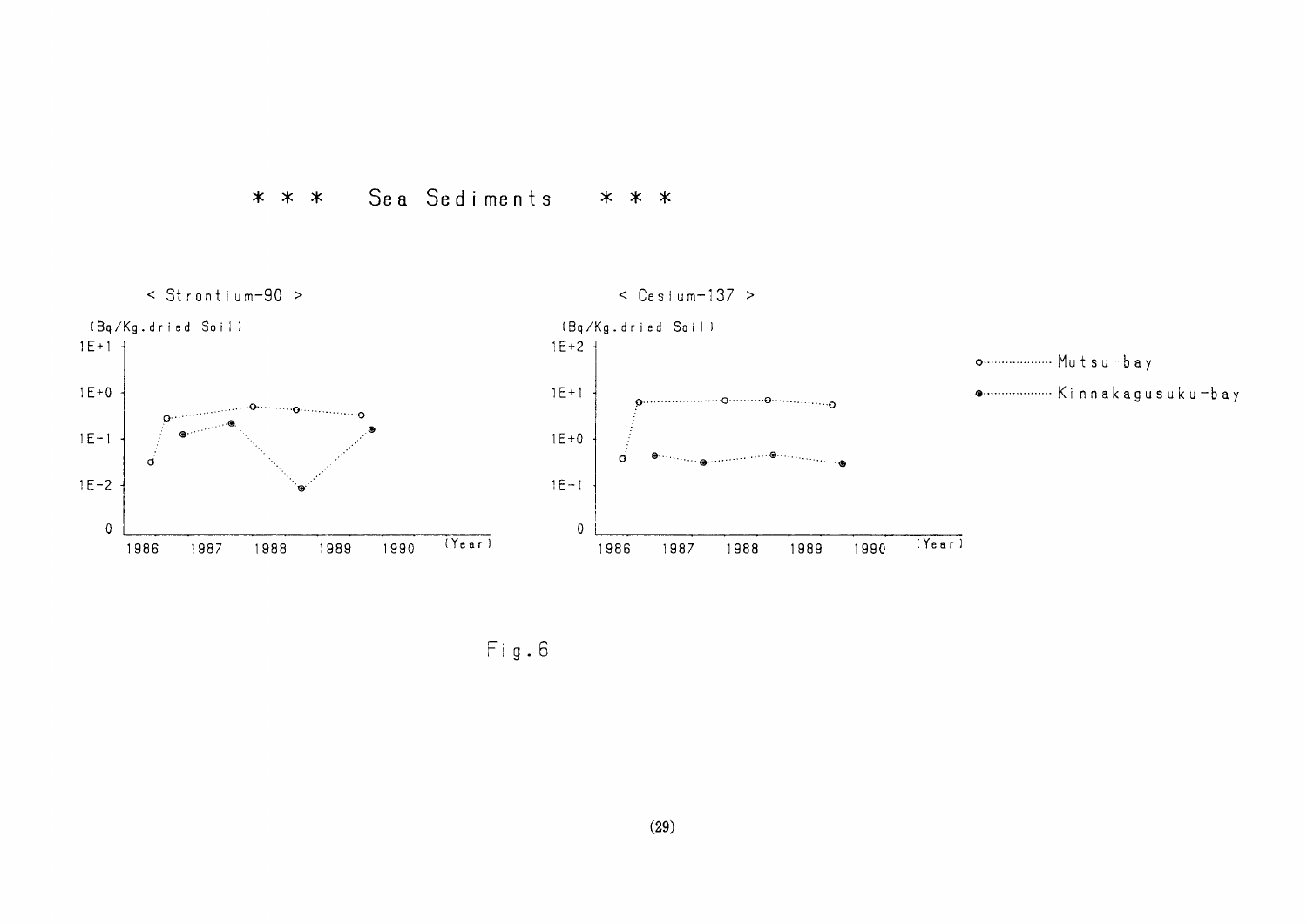# * * * Sea Sediments * * *

< Strontium-90 >

(Bq/Kg.dried Soil)

< Cesium-137 >

(Bq/Kg.dried Soil)

○ Mutsu-bay

● Kinnakagusuku-bay

Fig.6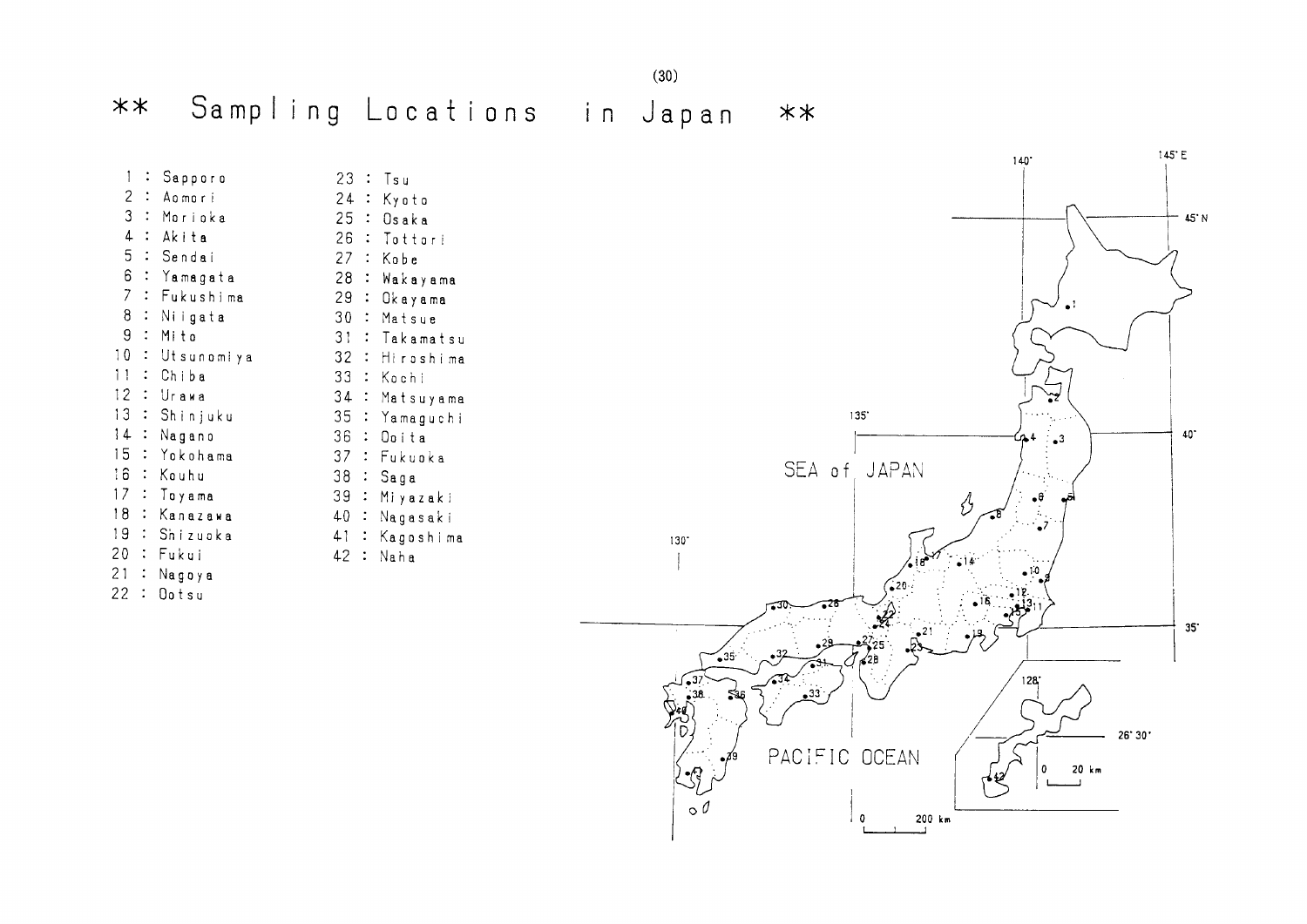# ** Sampling Locations in Japan **

1 : Sapporo
2 : Aomori
3 : Morioka
4 : Akita
5 : Sendai
6 : Yamagata
7 : Fukushima
8 : Niigata
9 : Mito
10 : Utsunomiya
11 : Chiba
12 : Urawa
13 : Shinjuku
14 : Nagano
15 : Yokohama
16 : Kouhu
17 : Toyama
18 : Kanazawa
19 : Shizuoka
20 : Fukui
21 : Nagoya
22 : Ootsu
23 : Tsu
24 : Kyoto
25 : Osaka
26 : Tottori
27 : Kobe
28 : Wakayama
29 : Okayama
30 : Matsue
31 : Takamatsu
32 : Hiroshima
33 : Kochi
34 : Matsuyama
35 : Yamaguchi
36 : Ooita
37 : Fukuoka
38 : Saga
39 : Miyazaki
40 : Nagasaki
41 : Kagoshima
42 : Naha

140°
145° E
45° N
135°
40°
SEA of JAPAN
130°
35°
128°
26° 30'
0 20 km
PACIFIC OCEAN
0 200 km